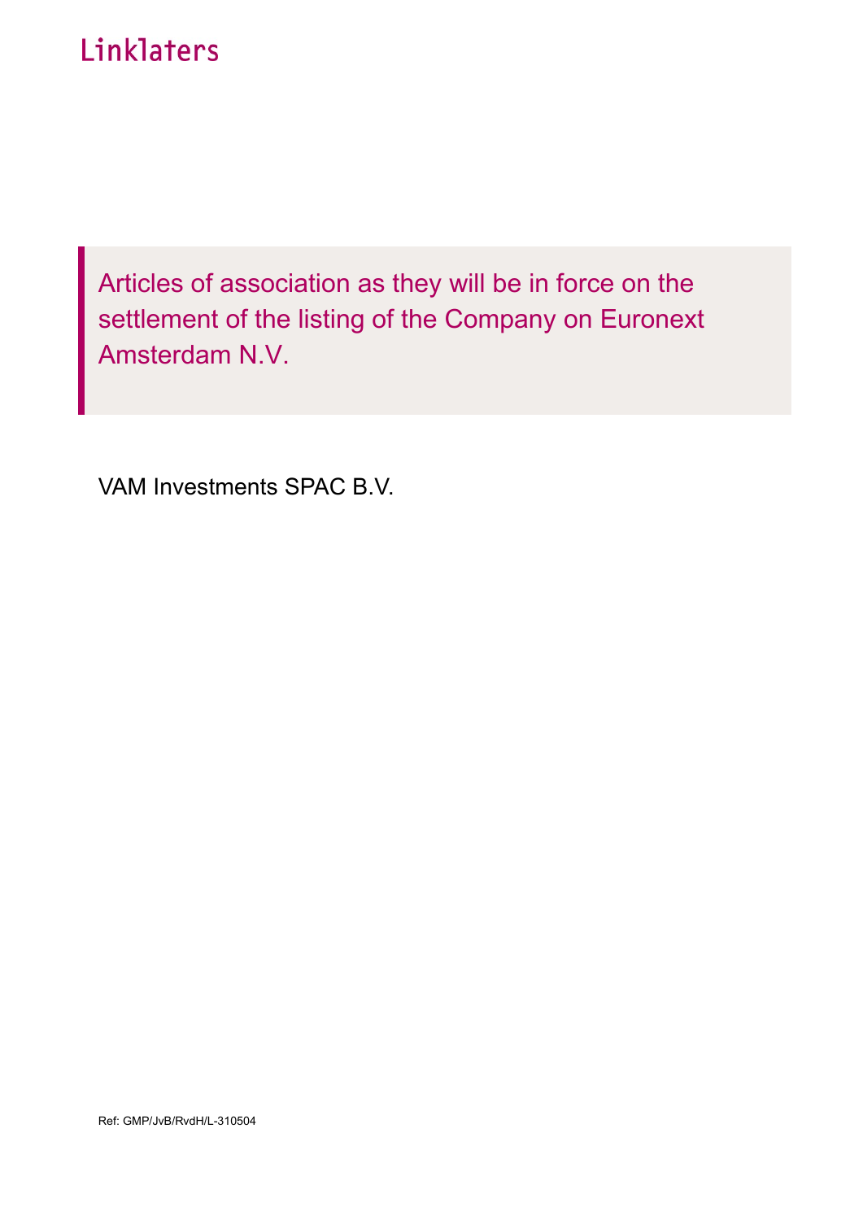Linklaters

# Articles of association as they will be in force on the settlement of the listing of the Company on Euronext Amsterdam N.V.

VAM Investments SPAC B.V.

Ref: GMP/JvB/RvdH/L-310504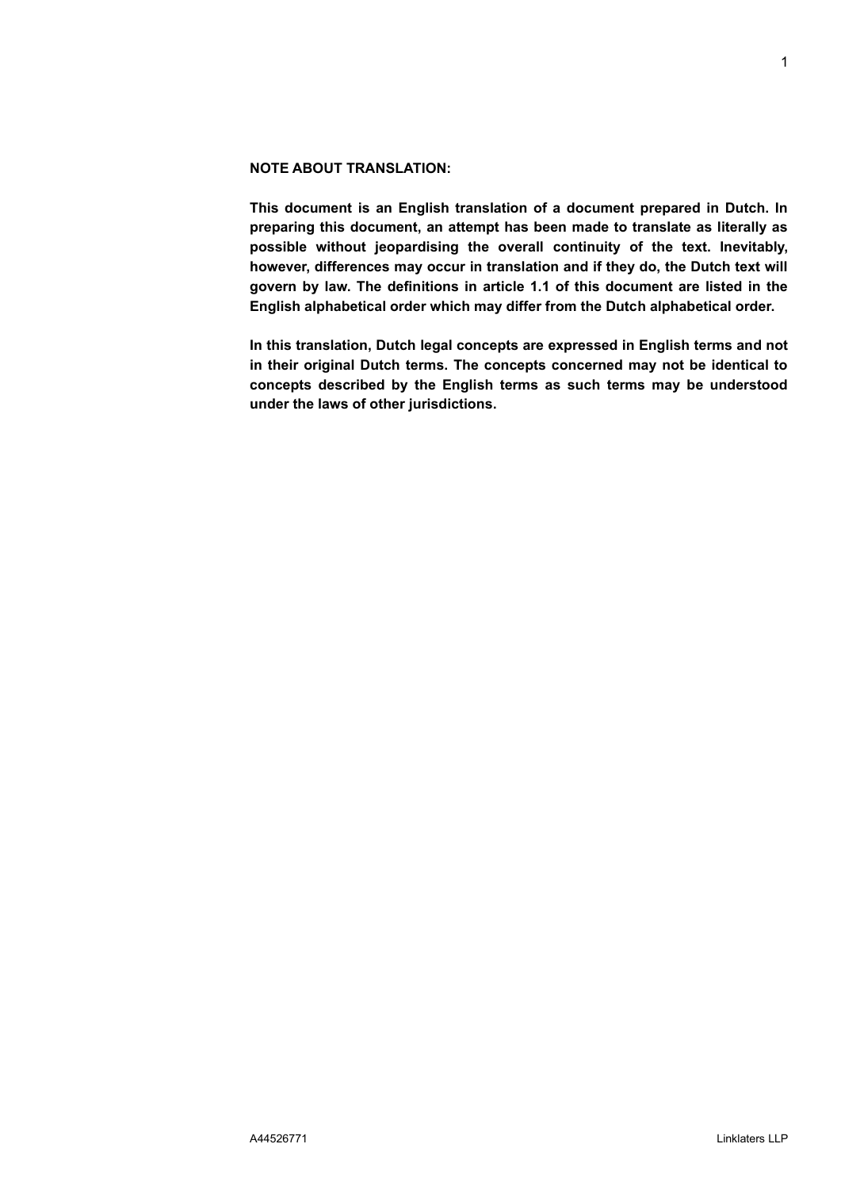**NOTE ABOUT TRANSLATION:**

**This document is an English translation of a document prepared in Dutch. In preparing this document, an attempt has been made to translate as literally as possible without jeopardising the overall continuity of the text. Inevitably, however, differences may occur in translation and if they do, the Dutch text will govern by law. The definitions in article 1.1 of this document are listed in the English alphabetical order which may differ from the Dutch alphabetical order.**

**In this translation, Dutch legal concepts are expressed in English terms and not in their original Dutch terms. The concepts concerned may not be identical to concepts described by the English terms as such terms may be understood under the laws of other jurisdictions.**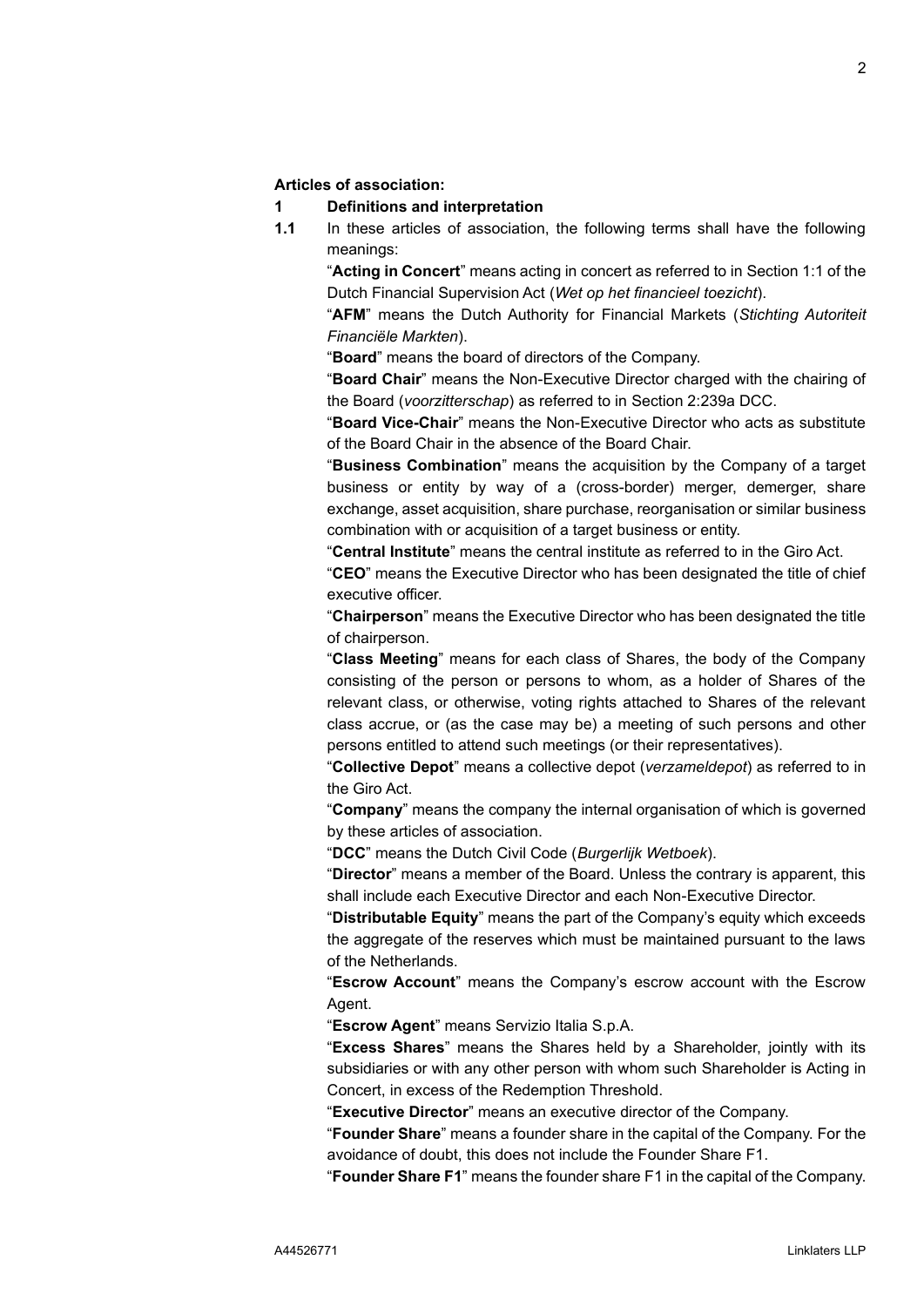**Articles of association:**

**1 Definitions and interpretation**

**1.1** In these articles of association, the following terms shall have the following meanings:

"**Acting in Concert**" means acting in concert as referred to in Section 1:1 of the Dutch Financial Supervision Act (*Wet op het financieel toezicht*).

"**AFM**" means the Dutch Authority for Financial Markets (*Stichting Autoriteit Financiële Markten*).

"**Board**" means the board of directors of the Company.

"**Board Chair**" means the Non-Executive Director charged with the chairing of the Board (*voorzitterschap*) as referred to in Section 2:239a DCC.

"**Board Vice-Chair**" means the Non-Executive Director who acts as substitute of the Board Chair in the absence of the Board Chair.

"**Business Combination**" means the acquisition by the Company of a target business or entity by way of a (cross-border) merger, demerger, share exchange, asset acquisition, share purchase, reorganisation or similar business combination with or acquisition of a target business or entity.

"**Central Institute**" means the central institute as referred to in the Giro Act.

"**CEO**" means the Executive Director who has been designated the title of chief executive officer.

"**Chairperson**" means the Executive Director who has been designated the title of chairperson.

"**Class Meeting**" means for each class of Shares, the body of the Company consisting of the person or persons to whom, as a holder of Shares of the relevant class, or otherwise, voting rights attached to Shares of the relevant class accrue, or (as the case may be) a meeting of such persons and other persons entitled to attend such meetings (or their representatives).

"**Collective Depot**" means a collective depot (*verzameldepot*) as referred to in the Giro Act.

"**Company**" means the company the internal organisation of which is governed by these articles of association.

"**DCC**" means the Dutch Civil Code (*Burgerlijk Wetboek*).

"**Director**" means a member of the Board. Unless the contrary is apparent, this shall include each Executive Director and each Non-Executive Director.

"**Distributable Equity**" means the part of the Company's equity which exceeds the aggregate of the reserves which must be maintained pursuant to the laws of the Netherlands.

"**Escrow Account**" means the Company's escrow account with the Escrow Agent.

"**Escrow Agent**" means Servizio Italia S.p.A.

"**Excess Shares**" means the Shares held by a Shareholder, jointly with its subsidiaries or with any other person with whom such Shareholder is Acting in Concert, in excess of the Redemption Threshold.

"**Executive Director**" means an executive director of the Company.

"**Founder Share**" means a founder share in the capital of the Company. For the avoidance of doubt, this does not include the Founder Share F1.

"**Founder Share F1**" means the founder share F1 in the capital of the Company.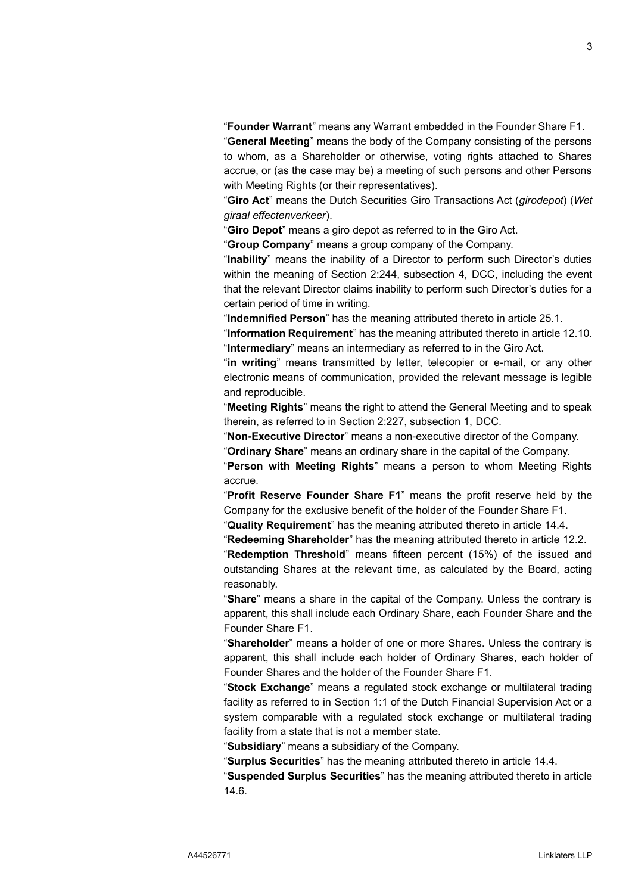“**Founder Warrant**” means any Warrant embedded in the Founder Share F1.

“**General Meeting**” means the body of the Company consisting of the persons to whom, as a Shareholder or otherwise, voting rights attached to Shares accrue, or (as the case may be) a meeting of such persons and other Persons with Meeting Rights (or their representatives).

“**Giro Act**” means the Dutch Securities Giro Transactions Act (*girodepot*) (*Wet giraal effectenverkeer*).

“**Giro Depot**” means a giro depot as referred to in the Giro Act.

“**Group Company**” means a group company of the Company.

“**Inability**” means the inability of a Director to perform such Director’s duties within the meaning of Section 2:244, subsection 4, DCC, including the event that the relevant Director claims inability to perform such Director’s duties for a certain period of time in writing.

“**Indemnified Person**” has the meaning attributed thereto in article 25.1.

“**Information Requirement**” has the meaning attributed thereto in article 12.10.

“**Intermediary**” means an intermediary as referred to in the Giro Act.

“**in writing**” means transmitted by letter, telecopier or e-mail, or any other electronic means of communication, provided the relevant message is legible and reproducible.

“**Meeting Rights**” means the right to attend the General Meeting and to speak therein, as referred to in Section 2:227, subsection 1, DCC.

“**Non-Executive Director**” means a non-executive director of the Company.

“**Ordinary Share**” means an ordinary share in the capital of the Company.

“**Person with Meeting Rights**” means a person to whom Meeting Rights accrue.

“**Profit Reserve Founder Share F1**” means the profit reserve held by the Company for the exclusive benefit of the holder of the Founder Share F1.

“**Quality Requirement**” has the meaning attributed thereto in article 14.4.

“**Redeeming Shareholder**” has the meaning attributed thereto in article 12.2.

“**Redemption Threshold**” means fifteen percent (15%) of the issued and outstanding Shares at the relevant time, as calculated by the Board, acting reasonably.

“**Share**” means a share in the capital of the Company. Unless the contrary is apparent, this shall include each Ordinary Share, each Founder Share and the Founder Share F1.

“**Shareholder**” means a holder of one or more Shares. Unless the contrary is apparent, this shall include each holder of Ordinary Shares, each holder of Founder Shares and the holder of the Founder Share F1.

“**Stock Exchange**” means a regulated stock exchange or multilateral trading facility as referred to in Section 1:1 of the Dutch Financial Supervision Act or a system comparable with a regulated stock exchange or multilateral trading facility from a state that is not a member state.

“**Subsidiary**” means a subsidiary of the Company.

“**Surplus Securities**” has the meaning attributed thereto in article 14.4.

“**Suspended Surplus Securities**” has the meaning attributed thereto in article 14.6.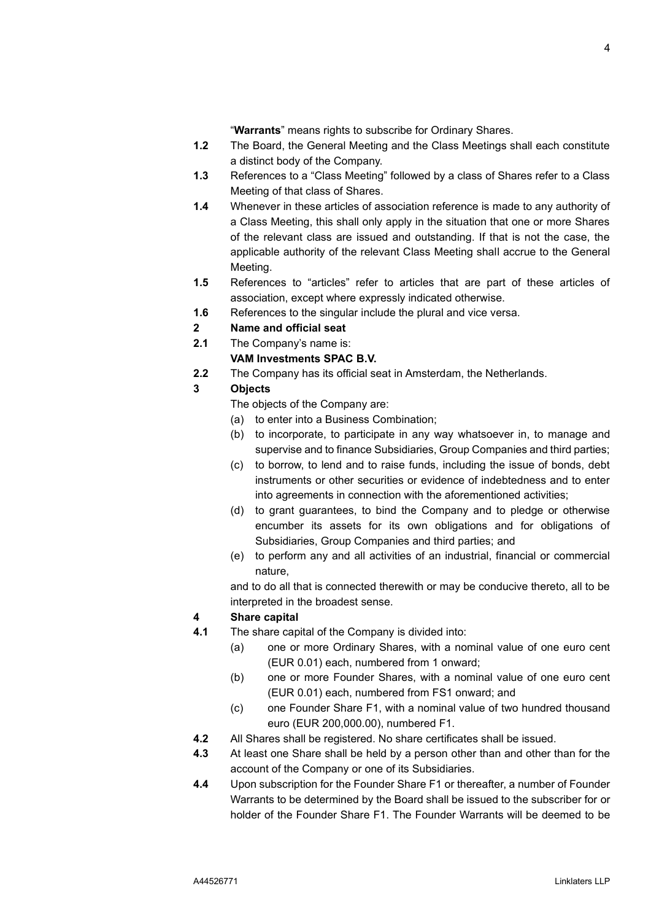"**Warrants**" means rights to subscribe for Ordinary Shares.

**1.2** The Board, the General Meeting and the Class Meetings shall each constitute a distinct body of the Company.

**1.3** References to a "Class Meeting" followed by a class of Shares refer to a Class Meeting of that class of Shares.

**1.4** Whenever in these articles of association reference is made to any authority of a Class Meeting, this shall only apply in the situation that one or more Shares of the relevant class are issued and outstanding. If that is not the case, the applicable authority of the relevant Class Meeting shall accrue to the General Meeting.

**1.5** References to "articles" refer to articles that are part of these articles of association, except where expressly indicated otherwise.

**1.6** References to the singular include the plural and vice versa.

## 2 Name and official seat

**2.1** The Company's name is:

**VAM Investments SPAC B.V.**

**2.2** The Company has its official seat in Amsterdam, the Netherlands.

## 3 Objects

The objects of the Company are:

(a) to enter into a Business Combination;

(b) to incorporate, to participate in any way whatsoever in, to manage and supervise and to finance Subsidiaries, Group Companies and third parties;

(c) to borrow, to lend and to raise funds, including the issue of bonds, debt instruments or other securities or evidence of indebtedness and to enter into agreements in connection with the aforementioned activities;

(d) to grant guarantees, to bind the Company and to pledge or otherwise encumber its assets for its own obligations and for obligations of Subsidiaries, Group Companies and third parties; and

(e) to perform any and all activities of an industrial, financial or commercial nature,

and to do all that is connected therewith or may be conducive thereto, all to be interpreted in the broadest sense.

## 4 Share capital

**4.1** The share capital of the Company is divided into:

(a) one or more Ordinary Shares, with a nominal value of one euro cent (EUR 0.01) each, numbered from 1 onward;

(b) one or more Founder Shares, with a nominal value of one euro cent (EUR 0.01) each, numbered from FS1 onward; and

(c) one Founder Share F1, with a nominal value of two hundred thousand euro (EUR 200,000.00), numbered F1.

**4.2** All Shares shall be registered. No share certificates shall be issued.

**4.3** At least one Share shall be held by a person other than and other than for the account of the Company or one of its Subsidiaries.

**4.4** Upon subscription for the Founder Share F1 or thereafter, a number of Founder Warrants to be determined by the Board shall be issued to the subscriber for or holder of the Founder Share F1. The Founder Warrants will be deemed to be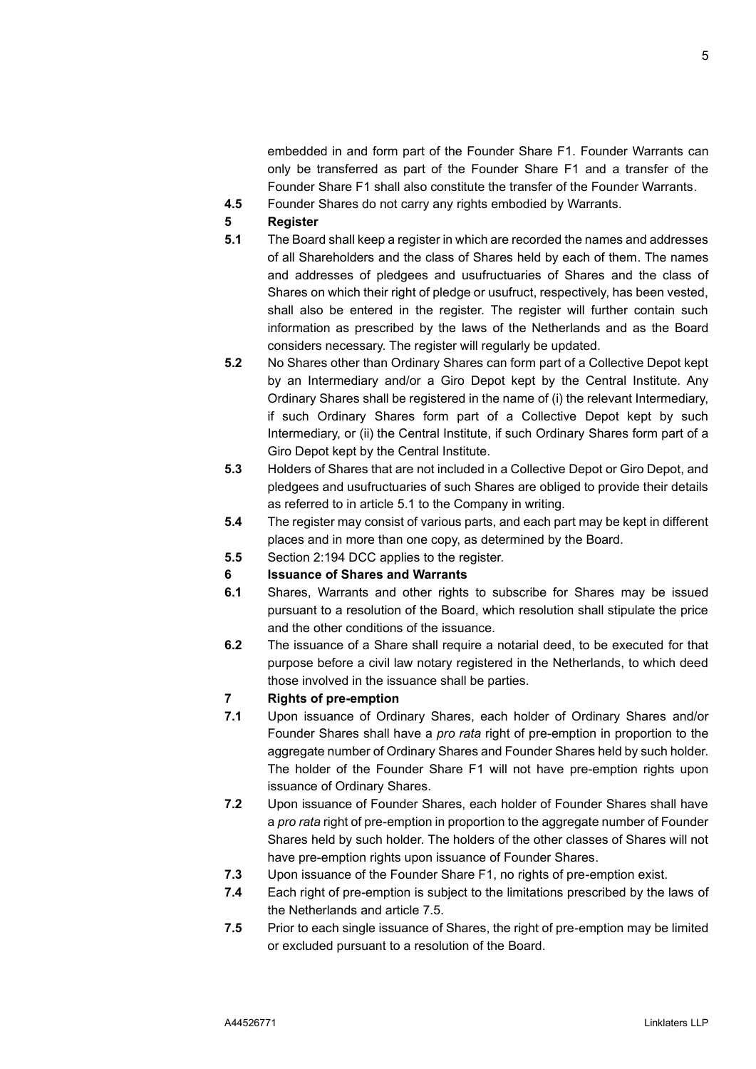embedded in and form part of the Founder Share F1. Founder Warrants can only be transferred as part of the Founder Share F1 and a transfer of the Founder Share F1 shall also constitute the transfer of the Founder Warrants.

**4.5** Founder Shares do not carry any rights embodied by Warrants.

**5 Register**

**5.1** The Board shall keep a register in which are recorded the names and addresses of all Shareholders and the class of Shares held by each of them. The names and addresses of pledgees and usufructuaries of Shares and the class of Shares on which their right of pledge or usufruct, respectively, has been vested, shall also be entered in the register. The register will further contain such information as prescribed by the laws of the Netherlands and as the Board considers necessary. The register will regularly be updated.

**5.2** No Shares other than Ordinary Shares can form part of a Collective Depot kept by an Intermediary and/or a Giro Depot kept by the Central Institute. Any Ordinary Shares shall be registered in the name of (i) the relevant Intermediary, if such Ordinary Shares form part of a Collective Depot kept by such Intermediary, or (ii) the Central Institute, if such Ordinary Shares form part of a Giro Depot kept by the Central Institute.

**5.3** Holders of Shares that are not included in a Collective Depot or Giro Depot, and pledgees and usufructuaries of such Shares are obliged to provide their details as referred to in article 5.1 to the Company in writing.

**5.4** The register may consist of various parts, and each part may be kept in different places and in more than one copy, as determined by the Board.

**5.5** Section 2:194 DCC applies to the register.

**6 Issuance of Shares and Warrants**

**6.1** Shares, Warrants and other rights to subscribe for Shares may be issued pursuant to a resolution of the Board, which resolution shall stipulate the price and the other conditions of the issuance.

**6.2** The issuance of a Share shall require a notarial deed, to be executed for that purpose before a civil law notary registered in the Netherlands, to which deed those involved in the issuance shall be parties.

**7 Rights of pre-emption**

**7.1** Upon issuance of Ordinary Shares, each holder of Ordinary Shares and/or Founder Shares shall have a *pro rata* right of pre-emption in proportion to the aggregate number of Ordinary Shares and Founder Shares held by such holder. The holder of the Founder Share F1 will not have pre-emption rights upon issuance of Ordinary Shares.

**7.2** Upon issuance of Founder Shares, each holder of Founder Shares shall have a *pro rata* right of pre-emption in proportion to the aggregate number of Founder Shares held by such holder. The holders of the other classes of Shares will not have pre-emption rights upon issuance of Founder Shares.

**7.3** Upon issuance of the Founder Share F1, no rights of pre-emption exist.

**7.4** Each right of pre-emption is subject to the limitations prescribed by the laws of the Netherlands and article 7.5.

**7.5** Prior to each single issuance of Shares, the right of pre-emption may be limited or excluded pursuant to a resolution of the Board.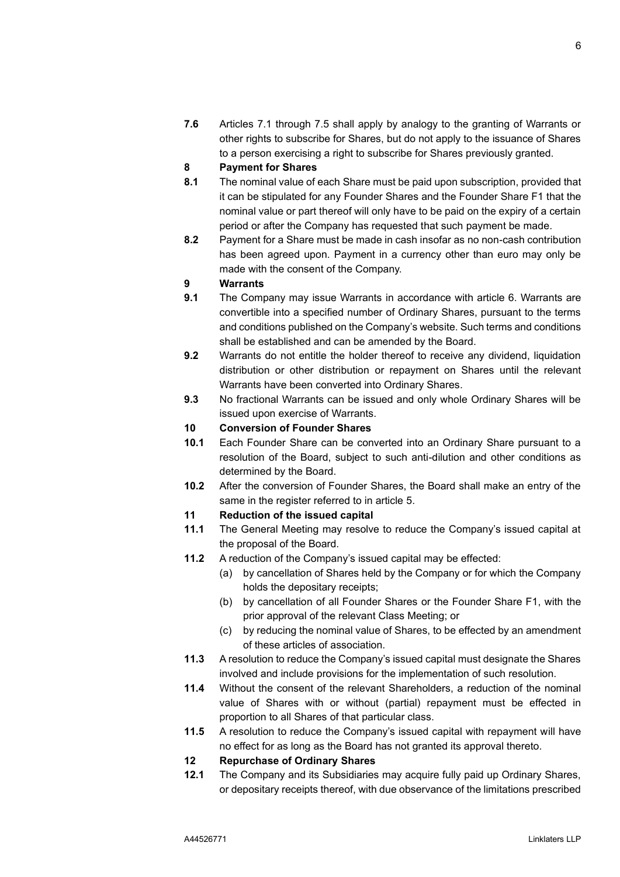**7.6** Articles 7.1 through 7.5 shall apply by analogy to the granting of Warrants or other rights to subscribe for Shares, but do not apply to the issuance of Shares to a person exercising a right to subscribe for Shares previously granted.

## 8 Payment for Shares

**8.1** The nominal value of each Share must be paid upon subscription, provided that it can be stipulated for any Founder Shares and the Founder Share F1 that the nominal value or part thereof will only have to be paid on the expiry of a certain period or after the Company has requested that such payment be made.

**8.2** Payment for a Share must be made in cash insofar as no non-cash contribution has been agreed upon. Payment in a currency other than euro may only be made with the consent of the Company.

## 9 Warrants

**9.1** The Company may issue Warrants in accordance with article 6. Warrants are convertible into a specified number of Ordinary Shares, pursuant to the terms and conditions published on the Company's website. Such terms and conditions shall be established and can be amended by the Board.

**9.2** Warrants do not entitle the holder thereof to receive any dividend, liquidation distribution or other distribution or repayment on Shares until the relevant Warrants have been converted into Ordinary Shares.

**9.3** No fractional Warrants can be issued and only whole Ordinary Shares will be issued upon exercise of Warrants.

## 10 Conversion of Founder Shares

**10.1** Each Founder Share can be converted into an Ordinary Share pursuant to a resolution of the Board, subject to such anti-dilution and other conditions as determined by the Board.

**10.2** After the conversion of Founder Shares, the Board shall make an entry of the same in the register referred to in article 5.

## 11 Reduction of the issued capital

**11.1** The General Meeting may resolve to reduce the Company's issued capital at the proposal of the Board.

**11.2** A reduction of the Company's issued capital may be effected:

(a) by cancellation of Shares held by the Company or for which the Company holds the depositary receipts;

(b) by cancellation of all Founder Shares or the Founder Share F1, with the prior approval of the relevant Class Meeting; or

(c) by reducing the nominal value of Shares, to be effected by an amendment of these articles of association.

**11.3** A resolution to reduce the Company's issued capital must designate the Shares involved and include provisions for the implementation of such resolution.

**11.4** Without the consent of the relevant Shareholders, a reduction of the nominal value of Shares with or without (partial) repayment must be effected in proportion to all Shares of that particular class.

**11.5** A resolution to reduce the Company's issued capital with repayment will have no effect for as long as the Board has not granted its approval thereto.

## 12 Repurchase of Ordinary Shares

**12.1** The Company and its Subsidiaries may acquire fully paid up Ordinary Shares, or depositary receipts thereof, with due observance of the limitations prescribed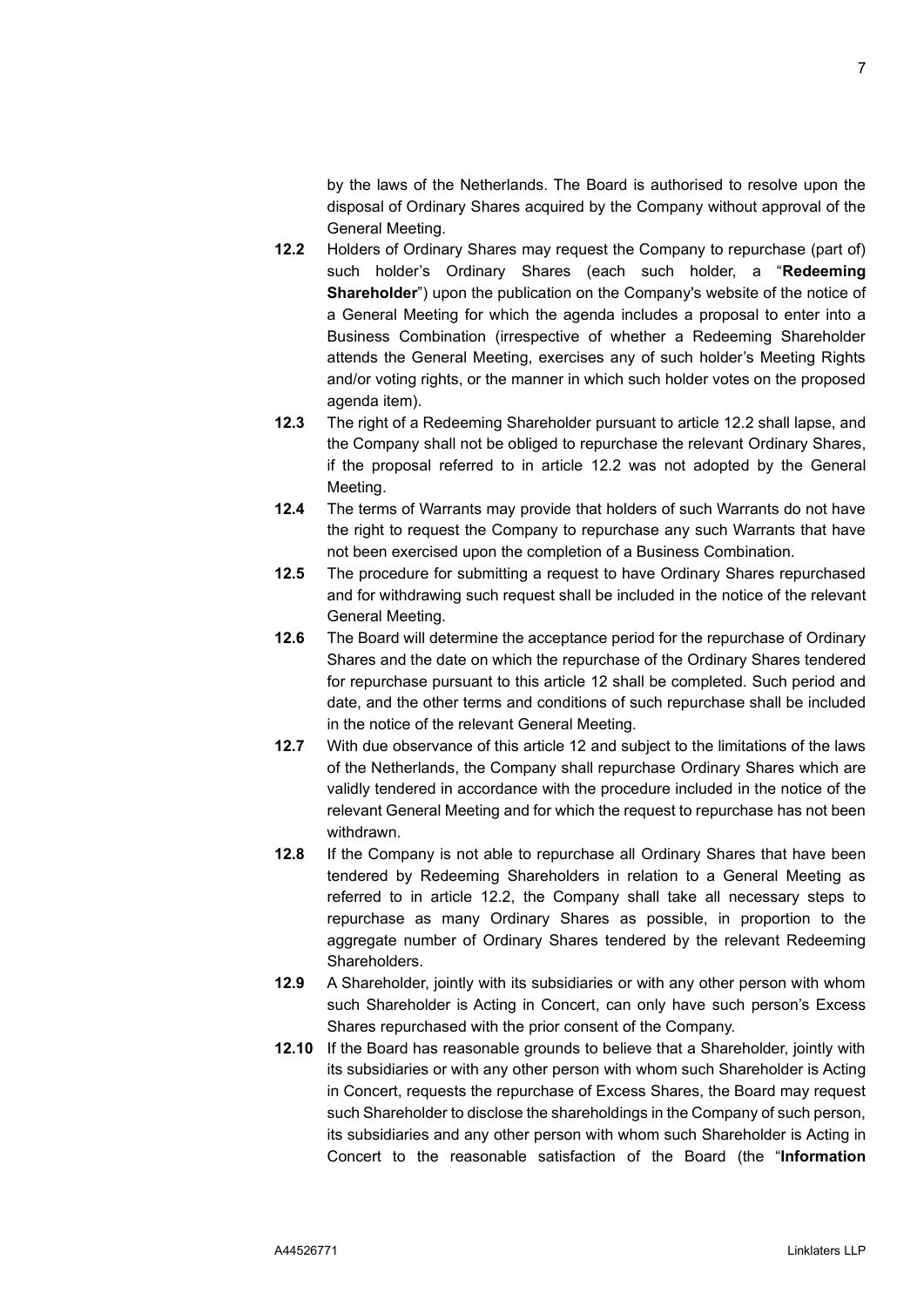by the laws of the Netherlands. The Board is authorised to resolve upon the disposal of Ordinary Shares acquired by the Company without approval of the General Meeting.

**12.2** Holders of Ordinary Shares may request the Company to repurchase (part of) such holder's Ordinary Shares (each such holder, a "**Redeeming Shareholder**") upon the publication on the Company's website of the notice of a General Meeting for which the agenda includes a proposal to enter into a Business Combination (irrespective of whether a Redeeming Shareholder attends the General Meeting, exercises any of such holder's Meeting Rights and/or voting rights, or the manner in which such holder votes on the proposed agenda item).

**12.3** The right of a Redeeming Shareholder pursuant to article 12.2 shall lapse, and the Company shall not be obliged to repurchase the relevant Ordinary Shares, if the proposal referred to in article 12.2 was not adopted by the General Meeting.

**12.4** The terms of Warrants may provide that holders of such Warrants do not have the right to request the Company to repurchase any such Warrants that have not been exercised upon the completion of a Business Combination.

**12.5** The procedure for submitting a request to have Ordinary Shares repurchased and for withdrawing such request shall be included in the notice of the relevant General Meeting.

**12.6** The Board will determine the acceptance period for the repurchase of Ordinary Shares and the date on which the repurchase of the Ordinary Shares tendered for repurchase pursuant to this article 12 shall be completed. Such period and date, and the other terms and conditions of such repurchase shall be included in the notice of the relevant General Meeting.

**12.7** With due observance of this article 12 and subject to the limitations of the laws of the Netherlands, the Company shall repurchase Ordinary Shares which are validly tendered in accordance with the procedure included in the notice of the relevant General Meeting and for which the request to repurchase has not been withdrawn.

**12.8** If the Company is not able to repurchase all Ordinary Shares that have been tendered by Redeeming Shareholders in relation to a General Meeting as referred to in article 12.2, the Company shall take all necessary steps to repurchase as many Ordinary Shares as possible, in proportion to the aggregate number of Ordinary Shares tendered by the relevant Redeeming Shareholders.

**12.9** A Shareholder, jointly with its subsidiaries or with any other person with whom such Shareholder is Acting in Concert, can only have such person's Excess Shares repurchased with the prior consent of the Company.

**12.10** If the Board has reasonable grounds to believe that a Shareholder, jointly with its subsidiaries or with any other person with whom such Shareholder is Acting in Concert, requests the repurchase of Excess Shares, the Board may request such Shareholder to disclose the shareholdings in the Company of such person, its subsidiaries and any other person with whom such Shareholder is Acting in Concert to the reasonable satisfaction of the Board (the "**Information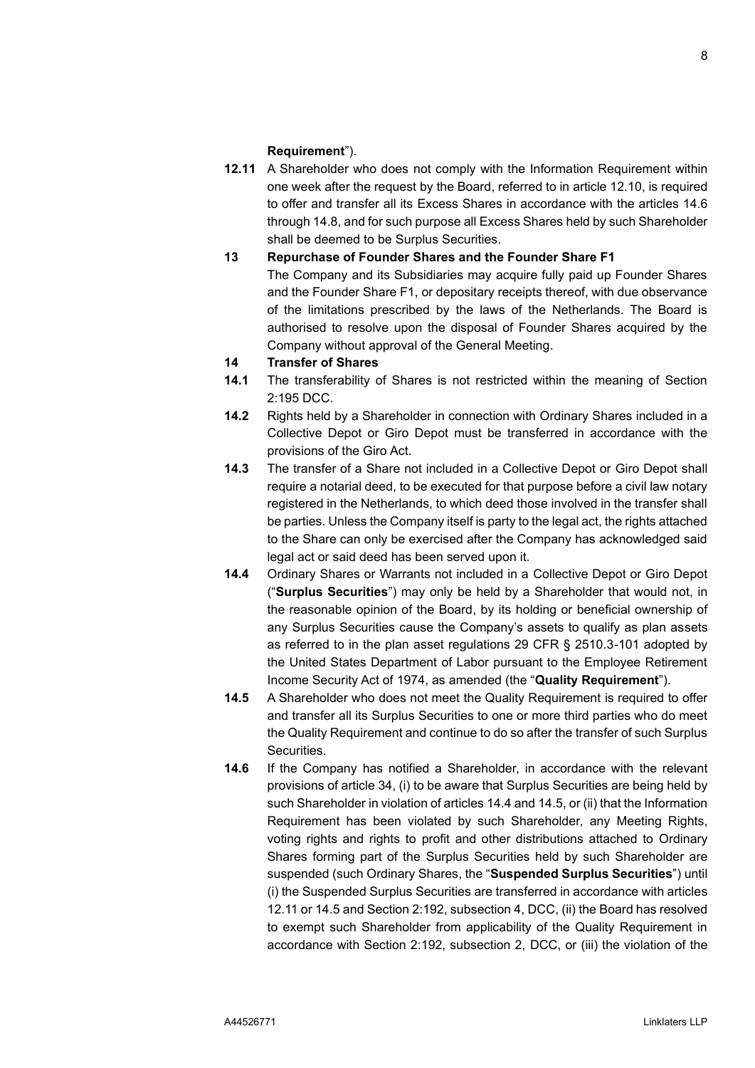**Requirement**").

**12.11** A Shareholder who does not comply with the Information Requirement within one week after the request by the Board, referred to in article 12.10, is required to offer and transfer all its Excess Shares in accordance with the articles 14.6 through 14.8, and for such purpose all Excess Shares held by such Shareholder shall be deemed to be Surplus Securities.

**13 Repurchase of Founder Shares and the Founder Share F1**

The Company and its Subsidiaries may acquire fully paid up Founder Shares and the Founder Share F1, or depositary receipts thereof, with due observance of the limitations prescribed by the laws of the Netherlands. The Board is authorised to resolve upon the disposal of Founder Shares acquired by the Company without approval of the General Meeting.

**14 Transfer of Shares**

**14.1** The transferability of Shares is not restricted within the meaning of Section 2:195 DCC.

**14.2** Rights held by a Shareholder in connection with Ordinary Shares included in a Collective Depot or Giro Depot must be transferred in accordance with the provisions of the Giro Act.

**14.3** The transfer of a Share not included in a Collective Depot or Giro Depot shall require a notarial deed, to be executed for that purpose before a civil law notary registered in the Netherlands, to which deed those involved in the transfer shall be parties. Unless the Company itself is party to the legal act, the rights attached to the Share can only be exercised after the Company has acknowledged said legal act or said deed has been served upon it.

**14.4** Ordinary Shares or Warrants not included in a Collective Depot or Giro Depot ("**Surplus Securities**") may only be held by a Shareholder that would not, in the reasonable opinion of the Board, by its holding or beneficial ownership of any Surplus Securities cause the Company's assets to qualify as plan assets as referred to in the plan asset regulations 29 CFR § 2510.3-101 adopted by the United States Department of Labor pursuant to the Employee Retirement Income Security Act of 1974, as amended (the "**Quality Requirement**").

**14.5** A Shareholder who does not meet the Quality Requirement is required to offer and transfer all its Surplus Securities to one or more third parties who do meet the Quality Requirement and continue to do so after the transfer of such Surplus Securities.

**14.6** If the Company has notified a Shareholder, in accordance with the relevant provisions of article 34, (i) to be aware that Surplus Securities are being held by such Shareholder in violation of articles 14.4 and 14.5, or (ii) that the Information Requirement has been violated by such Shareholder, any Meeting Rights, voting rights and rights to profit and other distributions attached to Ordinary Shares forming part of the Surplus Securities held by such Shareholder are suspended (such Ordinary Shares, the "**Suspended Surplus Securities**") until (i) the Suspended Surplus Securities are transferred in accordance with articles 12.11 or 14.5 and Section 2:192, subsection 4, DCC, (ii) the Board has resolved to exempt such Shareholder from applicability of the Quality Requirement in accordance with Section 2:192, subsection 2, DCC, or (iii) the violation of the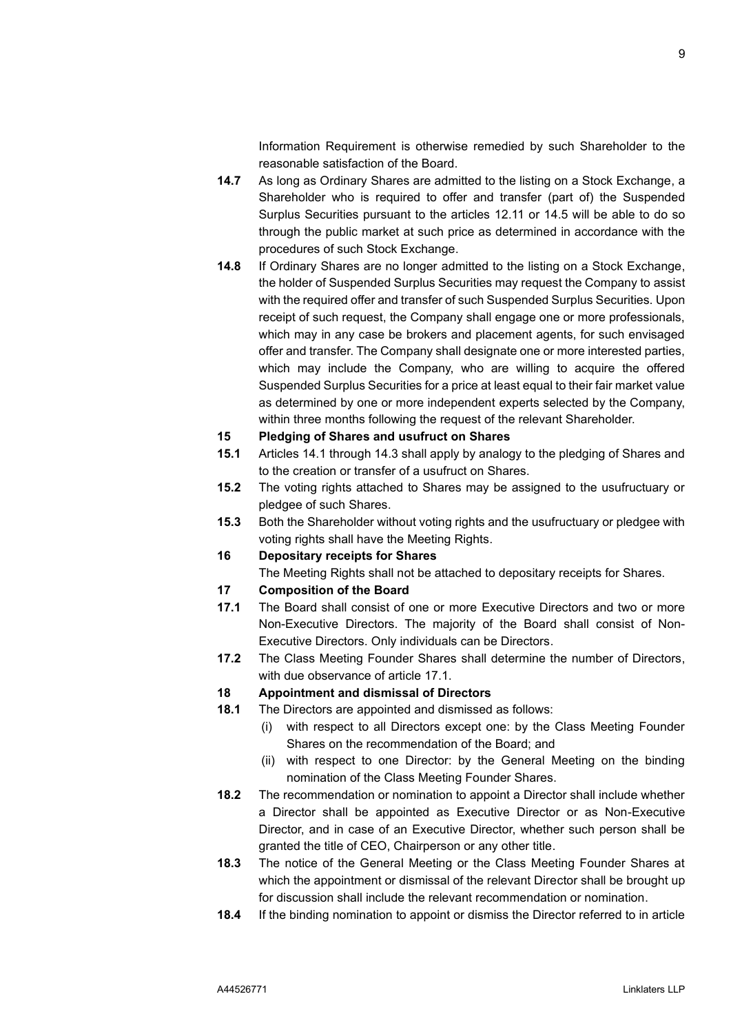Information Requirement is otherwise remedied by such Shareholder to the reasonable satisfaction of the Board.

**14.7** As long as Ordinary Shares are admitted to the listing on a Stock Exchange, a Shareholder who is required to offer and transfer (part of) the Suspended Surplus Securities pursuant to the articles 12.11 or 14.5 will be able to do so through the public market at such price as determined in accordance with the procedures of such Stock Exchange.

**14.8** If Ordinary Shares are no longer admitted to the listing on a Stock Exchange, the holder of Suspended Surplus Securities may request the Company to assist with the required offer and transfer of such Suspended Surplus Securities. Upon receipt of such request, the Company shall engage one or more professionals, which may in any case be brokers and placement agents, for such envisaged offer and transfer. The Company shall designate one or more interested parties, which may include the Company, who are willing to acquire the offered Suspended Surplus Securities for a price at least equal to their fair market value as determined by one or more independent experts selected by the Company, within three months following the request of the relevant Shareholder.

## 15 Pledging of Shares and usufruct on Shares

**15.1** Articles 14.1 through 14.3 shall apply by analogy to the pledging of Shares and to the creation or transfer of a usufruct on Shares.

**15.2** The voting rights attached to Shares may be assigned to the usufructuary or pledgee of such Shares.

**15.3** Both the Shareholder without voting rights and the usufructuary or pledgee with voting rights shall have the Meeting Rights.

## 16 Depositary receipts for Shares

The Meeting Rights shall not be attached to depositary receipts for Shares.

## 17 Composition of the Board

**17.1** The Board shall consist of one or more Executive Directors and two or more Non-Executive Directors. The majority of the Board shall consist of Non-Executive Directors. Only individuals can be Directors.

**17.2** The Class Meeting Founder Shares shall determine the number of Directors, with due observance of article 17.1.

## 18 Appointment and dismissal of Directors

**18.1** The Directors are appointed and dismissed as follows:

- (i) with respect to all Directors except one: by the Class Meeting Founder Shares on the recommendation of the Board; and
- (ii) with respect to one Director: by the General Meeting on the binding nomination of the Class Meeting Founder Shares.

**18.2** The recommendation or nomination to appoint a Director shall include whether a Director shall be appointed as Executive Director or as Non-Executive Director, and in case of an Executive Director, whether such person shall be granted the title of CEO, Chairperson or any other title.

**18.3** The notice of the General Meeting or the Class Meeting Founder Shares at which the appointment or dismissal of the relevant Director shall be brought up for discussion shall include the relevant recommendation or nomination.

**18.4** If the binding nomination to appoint or dismiss the Director referred to in article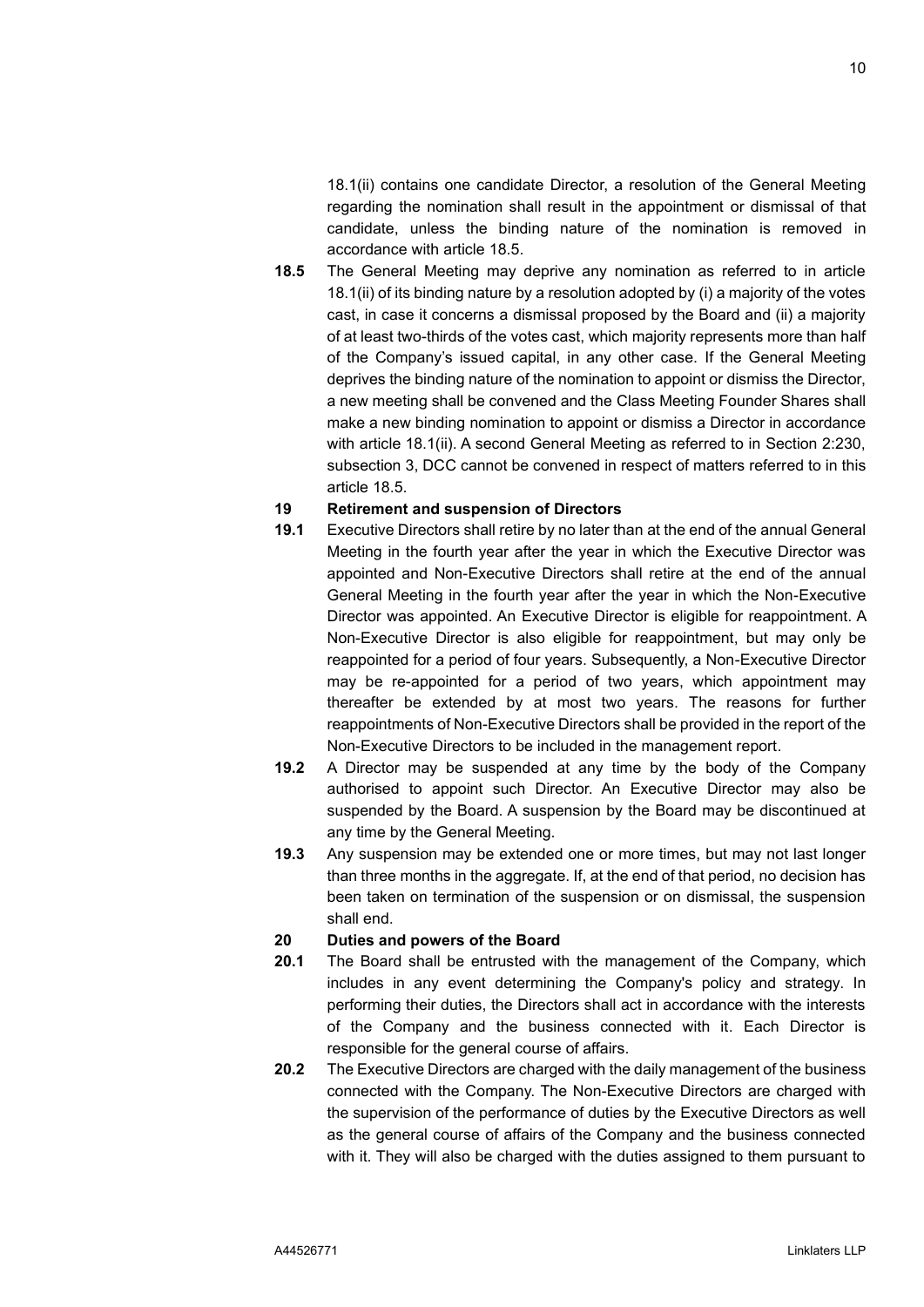18.1(ii) contains one candidate Director, a resolution of the General Meeting regarding the nomination shall result in the appointment or dismissal of that candidate, unless the binding nature of the nomination is removed in accordance with article 18.5.

**18.5** The General Meeting may deprive any nomination as referred to in article 18.1(ii) of its binding nature by a resolution adopted by (i) a majority of the votes cast, in case it concerns a dismissal proposed by the Board and (ii) a majority of at least two-thirds of the votes cast, which majority represents more than half of the Company's issued capital, in any other case. If the General Meeting deprives the binding nature of the nomination to appoint or dismiss the Director, a new meeting shall be convened and the Class Meeting Founder Shares shall make a new binding nomination to appoint or dismiss a Director in accordance with article 18.1(ii). A second General Meeting as referred to in Section 2:230, subsection 3, DCC cannot be convened in respect of matters referred to in this article 18.5.

## 19 Retirement and suspension of Directors

**19.1** Executive Directors shall retire by no later than at the end of the annual General Meeting in the fourth year after the year in which the Executive Director was appointed and Non-Executive Directors shall retire at the end of the annual General Meeting in the fourth year after the year in which the Non-Executive Director was appointed. An Executive Director is eligible for reappointment. A Non-Executive Director is also eligible for reappointment, but may only be reappointed for a period of four years. Subsequently, a Non-Executive Director may be re-appointed for a period of two years, which appointment may thereafter be extended by at most two years. The reasons for further reappointments of Non-Executive Directors shall be provided in the report of the Non-Executive Directors to be included in the management report.

**19.2** A Director may be suspended at any time by the body of the Company authorised to appoint such Director. An Executive Director may also be suspended by the Board. A suspension by the Board may be discontinued at any time by the General Meeting.

**19.3** Any suspension may be extended one or more times, but may not last longer than three months in the aggregate. If, at the end of that period, no decision has been taken on termination of the suspension or on dismissal, the suspension shall end.

## 20 Duties and powers of the Board

**20.1** The Board shall be entrusted with the management of the Company, which includes in any event determining the Company's policy and strategy. In performing their duties, the Directors shall act in accordance with the interests of the Company and the business connected with it. Each Director is responsible for the general course of affairs.

**20.2** The Executive Directors are charged with the daily management of the business connected with the Company. The Non-Executive Directors are charged with the supervision of the performance of duties by the Executive Directors as well as the general course of affairs of the Company and the business connected with it. They will also be charged with the duties assigned to them pursuant to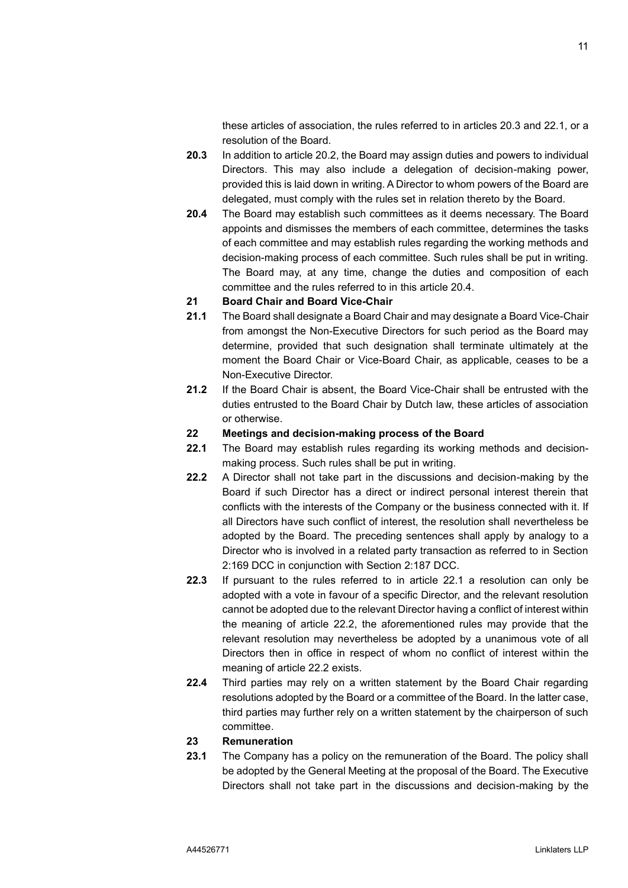these articles of association, the rules referred to in articles 20.3 and 22.1, or a resolution of the Board.

**20.3** In addition to article 20.2, the Board may assign duties and powers to individual Directors. This may also include a delegation of decision-making power, provided this is laid down in writing. A Director to whom powers of the Board are delegated, must comply with the rules set in relation thereto by the Board.

**20.4** The Board may establish such committees as it deems necessary. The Board appoints and dismisses the members of each committee, determines the tasks of each committee and may establish rules regarding the working methods and decision-making process of each committee. Such rules shall be put in writing. The Board may, at any time, change the duties and composition of each committee and the rules referred to in this article 20.4.

## 21 Board Chair and Board Vice-Chair

**21.1** The Board shall designate a Board Chair and may designate a Board Vice-Chair from amongst the Non-Executive Directors for such period as the Board may determine, provided that such designation shall terminate ultimately at the moment the Board Chair or Vice-Board Chair, as applicable, ceases to be a Non-Executive Director.

**21.2** If the Board Chair is absent, the Board Vice-Chair shall be entrusted with the duties entrusted to the Board Chair by Dutch law, these articles of association or otherwise.

## 22 Meetings and decision-making process of the Board

**22.1** The Board may establish rules regarding its working methods and decision-making process. Such rules shall be put in writing.

**22.2** A Director shall not take part in the discussions and decision-making by the Board if such Director has a direct or indirect personal interest therein that conflicts with the interests of the Company or the business connected with it. If all Directors have such conflict of interest, the resolution shall nevertheless be adopted by the Board. The preceding sentences shall apply by analogy to a Director who is involved in a related party transaction as referred to in Section 2:169 DCC in conjunction with Section 2:187 DCC.

**22.3** If pursuant to the rules referred to in article 22.1 a resolution can only be adopted with a vote in favour of a specific Director, and the relevant resolution cannot be adopted due to the relevant Director having a conflict of interest within the meaning of article 22.2, the aforementioned rules may provide that the relevant resolution may nevertheless be adopted by a unanimous vote of all Directors then in office in respect of whom no conflict of interest within the meaning of article 22.2 exists.

**22.4** Third parties may rely on a written statement by the Board Chair regarding resolutions adopted by the Board or a committee of the Board. In the latter case, third parties may further rely on a written statement by the chairperson of such committee.

## 23 Remuneration

**23.1** The Company has a policy on the remuneration of the Board. The policy shall be adopted by the General Meeting at the proposal of the Board. The Executive Directors shall not take part in the discussions and decision-making by the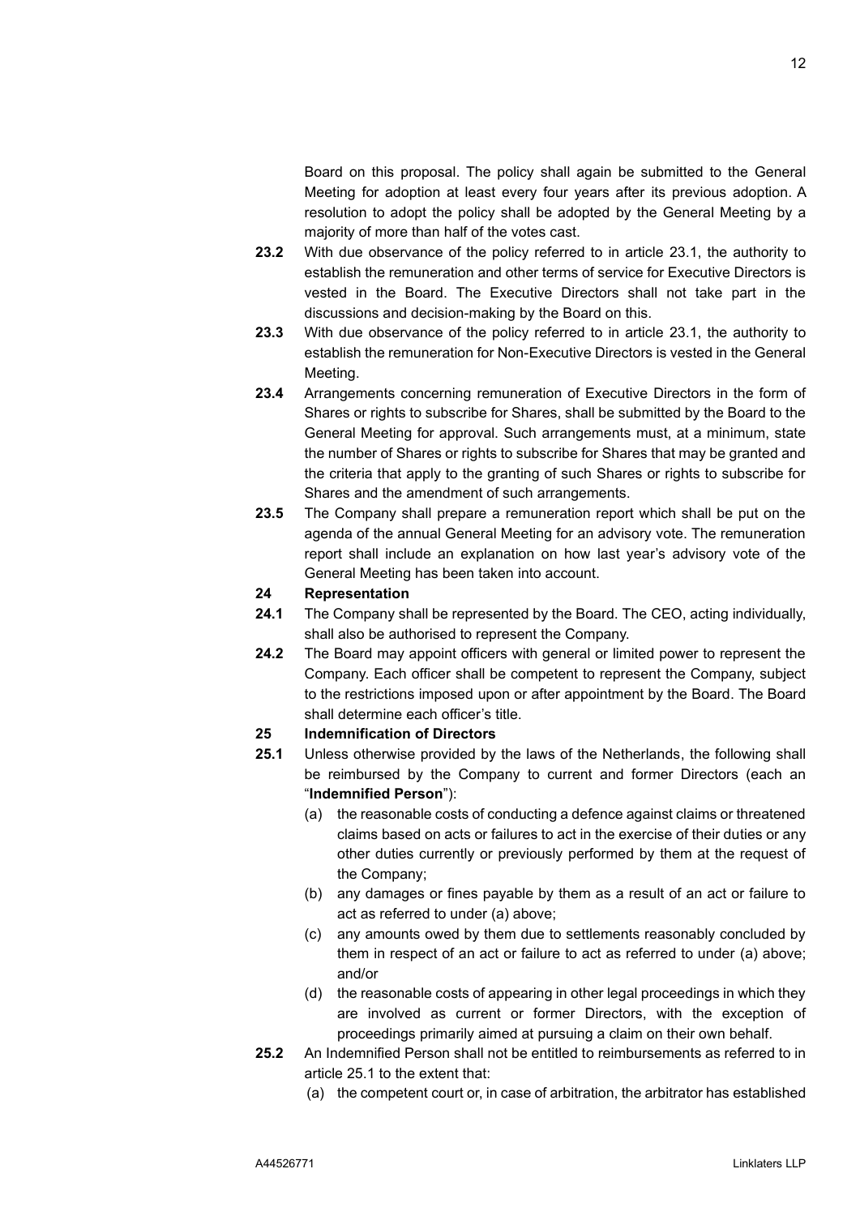Board on this proposal. The policy shall again be submitted to the General Meeting for adoption at least every four years after its previous adoption. A resolution to adopt the policy shall be adopted by the General Meeting by a majority of more than half of the votes cast.

**23.2** With due observance of the policy referred to in article 23.1, the authority to establish the remuneration and other terms of service for Executive Directors is vested in the Board. The Executive Directors shall not take part in the discussions and decision-making by the Board on this.

**23.3** With due observance of the policy referred to in article 23.1, the authority to establish the remuneration for Non-Executive Directors is vested in the General Meeting.

**23.4** Arrangements concerning remuneration of Executive Directors in the form of Shares or rights to subscribe for Shares, shall be submitted by the Board to the General Meeting for approval. Such arrangements must, at a minimum, state the number of Shares or rights to subscribe for Shares that may be granted and the criteria that apply to the granting of such Shares or rights to subscribe for Shares and the amendment of such arrangements.

**23.5** The Company shall prepare a remuneration report which shall be put on the agenda of the annual General Meeting for an advisory vote. The remuneration report shall include an explanation on how last year's advisory vote of the General Meeting has been taken into account.

**24 Representation**

**24.1** The Company shall be represented by the Board. The CEO, acting individually, shall also be authorised to represent the Company.

**24.2** The Board may appoint officers with general or limited power to represent the Company. Each officer shall be competent to represent the Company, subject to the restrictions imposed upon or after appointment by the Board. The Board shall determine each officer's title.

**25 Indemnification of Directors**

**25.1** Unless otherwise provided by the laws of the Netherlands, the following shall be reimbursed by the Company to current and former Directors (each an "**Indemnified Person**"):

(a) the reasonable costs of conducting a defence against claims or threatened claims based on acts or failures to act in the exercise of their duties or any other duties currently or previously performed by them at the request of the Company;

(b) any damages or fines payable by them as a result of an act or failure to act as referred to under (a) above;

(c) any amounts owed by them due to settlements reasonably concluded by them in respect of an act or failure to act as referred to under (a) above; and/or

(d) the reasonable costs of appearing in other legal proceedings in which they are involved as current or former Directors, with the exception of proceedings primarily aimed at pursuing a claim on their own behalf.

**25.2** An Indemnified Person shall not be entitled to reimbursements as referred to in article 25.1 to the extent that:

(a) the competent court or, in case of arbitration, the arbitrator has established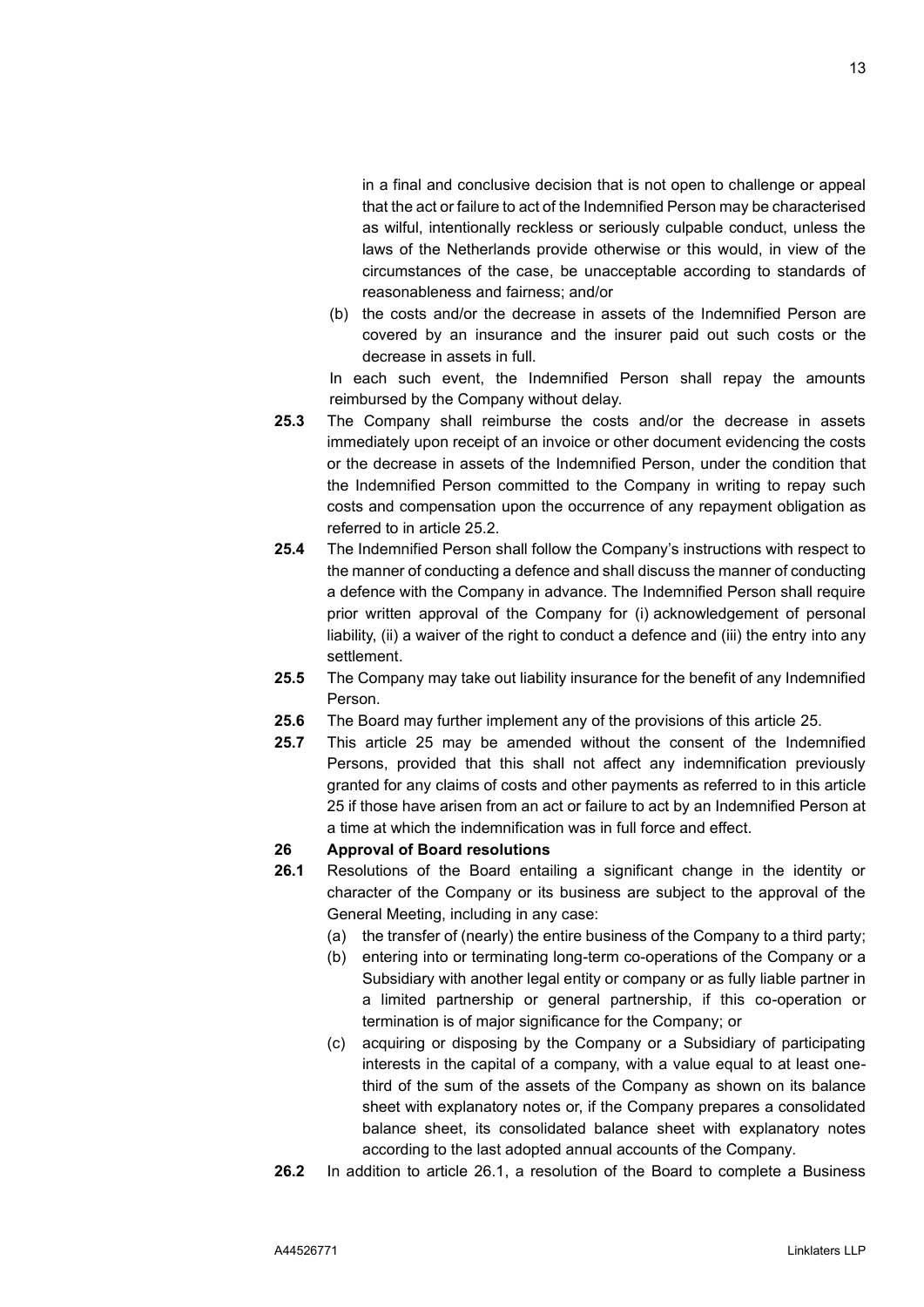in a final and conclusive decision that is not open to challenge or appeal that the act or failure to act of the Indemnified Person may be characterised as wilful, intentionally reckless or seriously culpable conduct, unless the laws of the Netherlands provide otherwise or this would, in view of the circumstances of the case, be unacceptable according to standards of reasonableness and fairness; and/or

(b) the costs and/or the decrease in assets of the Indemnified Person are covered by an insurance and the insurer paid out such costs or the decrease in assets in full.

In each such event, the Indemnified Person shall repay the amounts reimbursed by the Company without delay.

**25.3** The Company shall reimburse the costs and/or the decrease in assets immediately upon receipt of an invoice or other document evidencing the costs or the decrease in assets of the Indemnified Person, under the condition that the Indemnified Person committed to the Company in writing to repay such costs and compensation upon the occurrence of any repayment obligation as referred to in article 25.2.

**25.4** The Indemnified Person shall follow the Company's instructions with respect to the manner of conducting a defence and shall discuss the manner of conducting a defence with the Company in advance. The Indemnified Person shall require prior written approval of the Company for (i) acknowledgement of personal liability, (ii) a waiver of the right to conduct a defence and (iii) the entry into any settlement.

**25.5** The Company may take out liability insurance for the benefit of any Indemnified Person.

**25.6** The Board may further implement any of the provisions of this article 25.

**25.7** This article 25 may be amended without the consent of the Indemnified Persons, provided that this shall not affect any indemnification previously granted for any claims of costs and other payments as referred to in this article 25 if those have arisen from an act or failure to act by an Indemnified Person at a time at which the indemnification was in full force and effect.

## 26 Approval of Board resolutions

**26.1** Resolutions of the Board entailing a significant change in the identity or character of the Company or its business are subject to the approval of the General Meeting, including in any case:

(a) the transfer of (nearly) the entire business of the Company to a third party;

(b) entering into or terminating long-term co-operations of the Company or a Subsidiary with another legal entity or company or as fully liable partner in a limited partnership or general partnership, if this co-operation or termination is of major significance for the Company; or

(c) acquiring or disposing by the Company or a Subsidiary of participating interests in the capital of a company, with a value equal to at least one-third of the sum of the assets of the Company as shown on its balance sheet with explanatory notes or, if the Company prepares a consolidated balance sheet, its consolidated balance sheet with explanatory notes according to the last adopted annual accounts of the Company.

**26.2** In addition to article 26.1, a resolution of the Board to complete a Business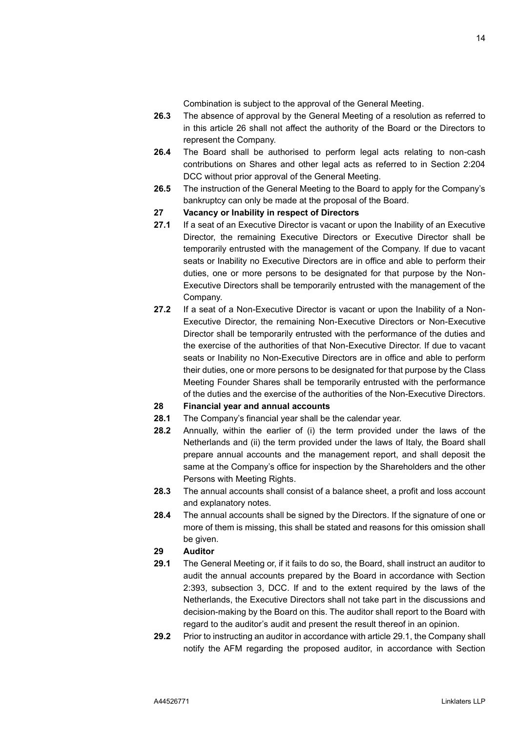Combination is subject to the approval of the General Meeting.

**26.3** The absence of approval by the General Meeting of a resolution as referred to in this article 26 shall not affect the authority of the Board or the Directors to represent the Company.

**26.4** The Board shall be authorised to perform legal acts relating to non-cash contributions on Shares and other legal acts as referred to in Section 2:204 DCC without prior approval of the General Meeting.

**26.5** The instruction of the General Meeting to the Board to apply for the Company's bankruptcy can only be made at the proposal of the Board.

## 27 Vacancy or Inability in respect of Directors

**27.1** If a seat of an Executive Director is vacant or upon the Inability of an Executive Director, the remaining Executive Directors or Executive Director shall be temporarily entrusted with the management of the Company. If due to vacant seats or Inability no Executive Directors are in office and able to perform their duties, one or more persons to be designated for that purpose by the Non-Executive Directors shall be temporarily entrusted with the management of the Company.

**27.2** If a seat of a Non-Executive Director is vacant or upon the Inability of a Non-Executive Director, the remaining Non-Executive Directors or Non-Executive Director shall be temporarily entrusted with the performance of the duties and the exercise of the authorities of that Non-Executive Director. If due to vacant seats or Inability no Non-Executive Directors are in office and able to perform their duties, one or more persons to be designated for that purpose by the Class Meeting Founder Shares shall be temporarily entrusted with the performance of the duties and the exercise of the authorities of the Non-Executive Directors.

## 28 Financial year and annual accounts

**28.1** The Company's financial year shall be the calendar year.

**28.2** Annually, within the earlier of (i) the term provided under the laws of the Netherlands and (ii) the term provided under the laws of Italy, the Board shall prepare annual accounts and the management report, and shall deposit the same at the Company's office for inspection by the Shareholders and the other Persons with Meeting Rights.

**28.3** The annual accounts shall consist of a balance sheet, a profit and loss account and explanatory notes.

**28.4** The annual accounts shall be signed by the Directors. If the signature of one or more of them is missing, this shall be stated and reasons for this omission shall be given.

## 29 Auditor

**29.1** The General Meeting or, if it fails to do so, the Board, shall instruct an auditor to audit the annual accounts prepared by the Board in accordance with Section 2:393, subsection 3, DCC. If and to the extent required by the laws of the Netherlands, the Executive Directors shall not take part in the discussions and decision-making by the Board on this. The auditor shall report to the Board with regard to the auditor's audit and present the result thereof in an opinion.

**29.2** Prior to instructing an auditor in accordance with article 29.1, the Company shall notify the AFM regarding the proposed auditor, in accordance with Section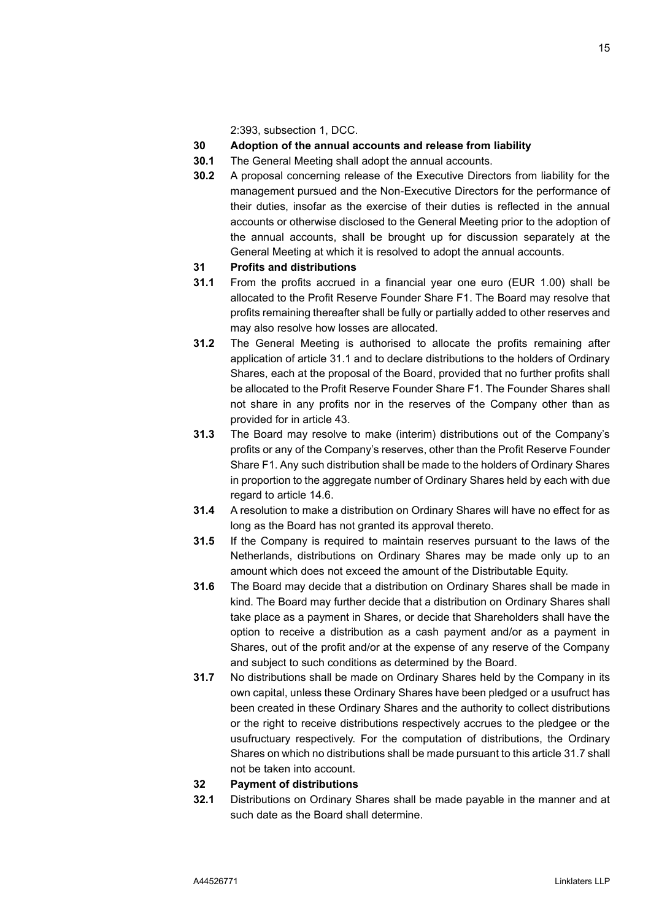2:393, subsection 1, DCC.

**30 Adoption of the annual accounts and release from liability**

**30.1** The General Meeting shall adopt the annual accounts.

**30.2** A proposal concerning release of the Executive Directors from liability for the management pursued and the Non-Executive Directors for the performance of their duties, insofar as the exercise of their duties is reflected in the annual accounts or otherwise disclosed to the General Meeting prior to the adoption of the annual accounts, shall be brought up for discussion separately at the General Meeting at which it is resolved to adopt the annual accounts.

**31 Profits and distributions**

**31.1** From the profits accrued in a financial year one euro (EUR 1.00) shall be allocated to the Profit Reserve Founder Share F1. The Board may resolve that profits remaining thereafter shall be fully or partially added to other reserves and may also resolve how losses are allocated.

**31.2** The General Meeting is authorised to allocate the profits remaining after application of article 31.1 and to declare distributions to the holders of Ordinary Shares, each at the proposal of the Board, provided that no further profits shall be allocated to the Profit Reserve Founder Share F1. The Founder Shares shall not share in any profits nor in the reserves of the Company other than as provided for in article 43.

**31.3** The Board may resolve to make (interim) distributions out of the Company's profits or any of the Company's reserves, other than the Profit Reserve Founder Share F1. Any such distribution shall be made to the holders of Ordinary Shares in proportion to the aggregate number of Ordinary Shares held by each with due regard to article 14.6.

**31.4** A resolution to make a distribution on Ordinary Shares will have no effect for as long as the Board has not granted its approval thereto.

**31.5** If the Company is required to maintain reserves pursuant to the laws of the Netherlands, distributions on Ordinary Shares may be made only up to an amount which does not exceed the amount of the Distributable Equity.

**31.6** The Board may decide that a distribution on Ordinary Shares shall be made in kind. The Board may further decide that a distribution on Ordinary Shares shall take place as a payment in Shares, or decide that Shareholders shall have the option to receive a distribution as a cash payment and/or as a payment in Shares, out of the profit and/or at the expense of any reserve of the Company and subject to such conditions as determined by the Board.

**31.7** No distributions shall be made on Ordinary Shares held by the Company in its own capital, unless these Ordinary Shares have been pledged or a usufruct has been created in these Ordinary Shares and the authority to collect distributions or the right to receive distributions respectively accrues to the pledgee or the usufructuary respectively. For the computation of distributions, the Ordinary Shares on which no distributions shall be made pursuant to this article 31.7 shall not be taken into account.

**32 Payment of distributions**

**32.1** Distributions on Ordinary Shares shall be made payable in the manner and at such date as the Board shall determine.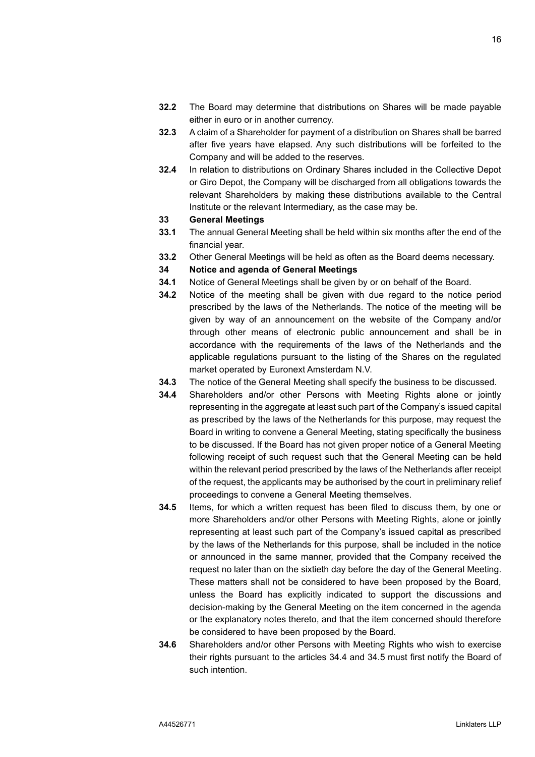**32.2** The Board may determine that distributions on Shares will be made payable either in euro or in another currency.

**32.3** A claim of a Shareholder for payment of a distribution on Shares shall be barred after five years have elapsed. Any such distributions will be forfeited to the Company and will be added to the reserves.

**32.4** In relation to distributions on Ordinary Shares included in the Collective Depot or Giro Depot, the Company will be discharged from all obligations towards the relevant Shareholders by making these distributions available to the Central Institute or the relevant Intermediary, as the case may be.

## 33 General Meetings

**33.1** The annual General Meeting shall be held within six months after the end of the financial year.

**33.2** Other General Meetings will be held as often as the Board deems necessary.

## 34 Notice and agenda of General Meetings

**34.1** Notice of General Meetings shall be given by or on behalf of the Board.

**34.2** Notice of the meeting shall be given with due regard to the notice period prescribed by the laws of the Netherlands. The notice of the meeting will be given by way of an announcement on the website of the Company and/or through other means of electronic public announcement and shall be in accordance with the requirements of the laws of the Netherlands and the applicable regulations pursuant to the listing of the Shares on the regulated market operated by Euronext Amsterdam N.V.

**34.3** The notice of the General Meeting shall specify the business to be discussed.

**34.4** Shareholders and/or other Persons with Meeting Rights alone or jointly representing in the aggregate at least such part of the Company's issued capital as prescribed by the laws of the Netherlands for this purpose, may request the Board in writing to convene a General Meeting, stating specifically the business to be discussed. If the Board has not given proper notice of a General Meeting following receipt of such request such that the General Meeting can be held within the relevant period prescribed by the laws of the Netherlands after receipt of the request, the applicants may be authorised by the court in preliminary relief proceedings to convene a General Meeting themselves.

**34.5** Items, for which a written request has been filed to discuss them, by one or more Shareholders and/or other Persons with Meeting Rights, alone or jointly representing at least such part of the Company's issued capital as prescribed by the laws of the Netherlands for this purpose, shall be included in the notice or announced in the same manner, provided that the Company received the request no later than on the sixtieth day before the day of the General Meeting. These matters shall not be considered to have been proposed by the Board, unless the Board has explicitly indicated to support the discussions and decision-making by the General Meeting on the item concerned in the agenda or the explanatory notes thereto, and that the item concerned should therefore be considered to have been proposed by the Board.

**34.6** Shareholders and/or other Persons with Meeting Rights who wish to exercise their rights pursuant to the articles 34.4 and 34.5 must first notify the Board of such intention.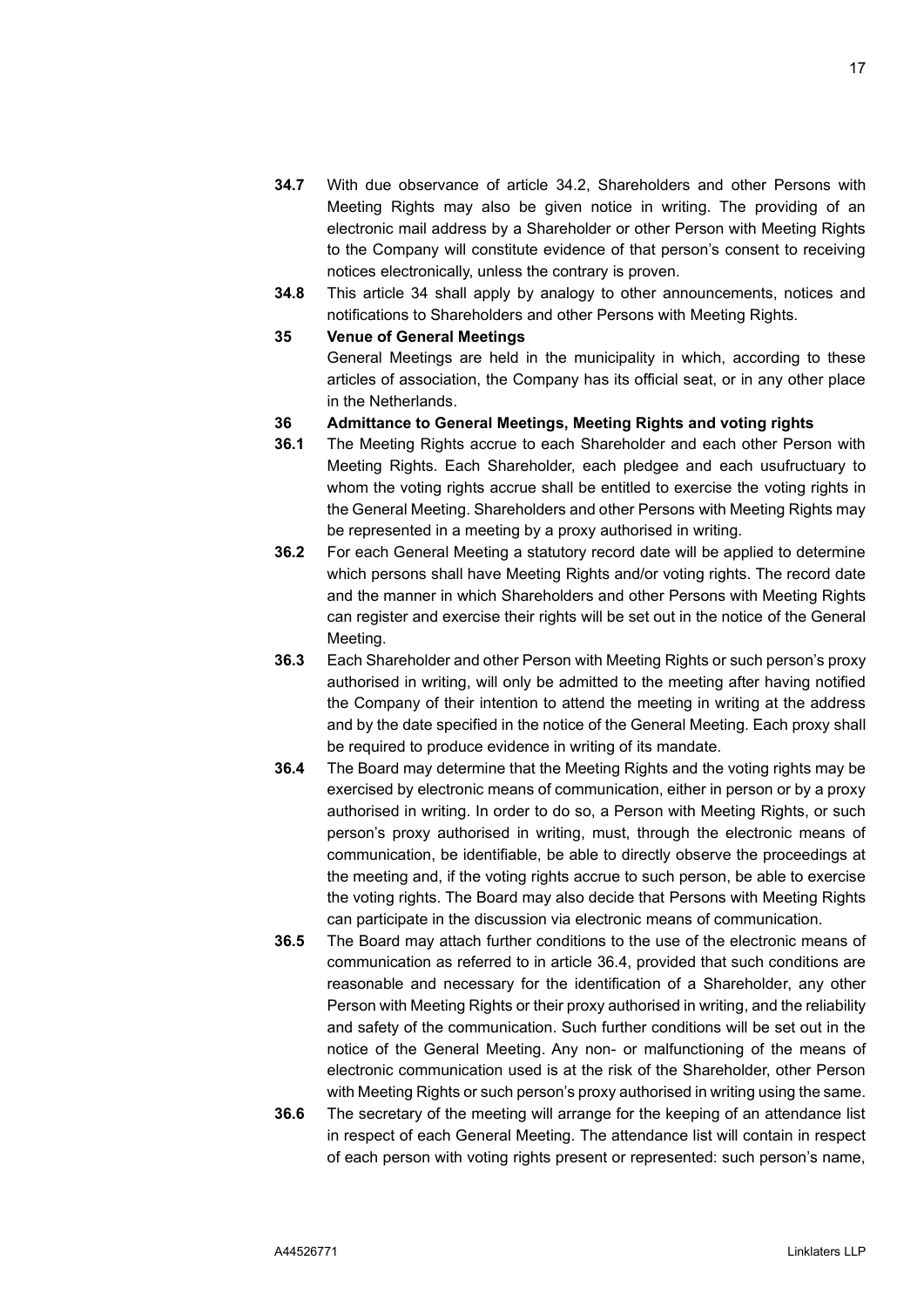**34.7** With due observance of article 34.2, Shareholders and other Persons with Meeting Rights may also be given notice in writing. The providing of an electronic mail address by a Shareholder or other Person with Meeting Rights to the Company will constitute evidence of that person's consent to receiving notices electronically, unless the contrary is proven.

**34.8** This article 34 shall apply by analogy to other announcements, notices and notifications to Shareholders and other Persons with Meeting Rights.

**35 Venue of General Meetings**

General Meetings are held in the municipality in which, according to these articles of association, the Company has its official seat, or in any other place in the Netherlands.

**36 Admittance to General Meetings, Meeting Rights and voting rights**

**36.1** The Meeting Rights accrue to each Shareholder and each other Person with Meeting Rights. Each Shareholder, each pledgee and each usufructuary to whom the voting rights accrue shall be entitled to exercise the voting rights in the General Meeting. Shareholders and other Persons with Meeting Rights may be represented in a meeting by a proxy authorised in writing.

**36.2** For each General Meeting a statutory record date will be applied to determine which persons shall have Meeting Rights and/or voting rights. The record date and the manner in which Shareholders and other Persons with Meeting Rights can register and exercise their rights will be set out in the notice of the General Meeting.

**36.3** Each Shareholder and other Person with Meeting Rights or such person's proxy authorised in writing, will only be admitted to the meeting after having notified the Company of their intention to attend the meeting in writing at the address and by the date specified in the notice of the General Meeting. Each proxy shall be required to produce evidence in writing of its mandate.

**36.4** The Board may determine that the Meeting Rights and the voting rights may be exercised by electronic means of communication, either in person or by a proxy authorised in writing. In order to do so, a Person with Meeting Rights, or such person's proxy authorised in writing, must, through the electronic means of communication, be identifiable, be able to directly observe the proceedings at the meeting and, if the voting rights accrue to such person, be able to exercise the voting rights. The Board may also decide that Persons with Meeting Rights can participate in the discussion via electronic means of communication.

**36.5** The Board may attach further conditions to the use of the electronic means of communication as referred to in article 36.4, provided that such conditions are reasonable and necessary for the identification of a Shareholder, any other Person with Meeting Rights or their proxy authorised in writing, and the reliability and safety of the communication. Such further conditions will be set out in the notice of the General Meeting. Any non- or malfunctioning of the means of electronic communication used is at the risk of the Shareholder, other Person with Meeting Rights or such person's proxy authorised in writing using the same.

**36.6** The secretary of the meeting will arrange for the keeping of an attendance list in respect of each General Meeting. The attendance list will contain in respect of each person with voting rights present or represented: such person's name,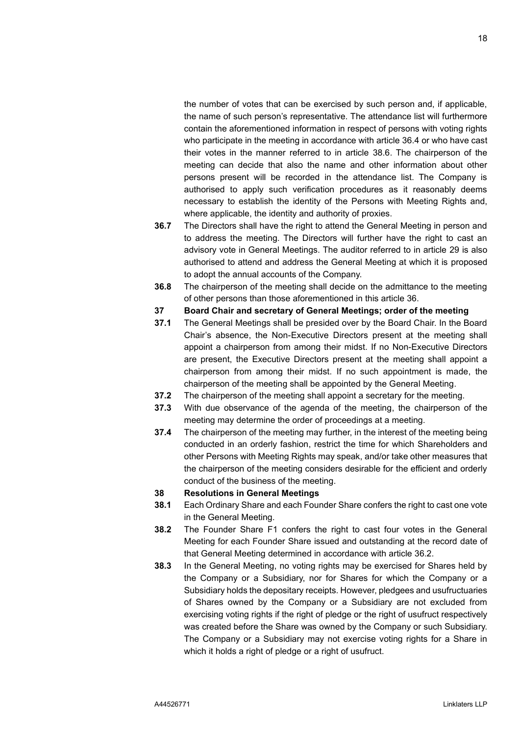the number of votes that can be exercised by such person and, if applicable, the name of such person's representative. The attendance list will furthermore contain the aforementioned information in respect of persons with voting rights who participate in the meeting in accordance with article 36.4 or who have cast their votes in the manner referred to in article 38.6. The chairperson of the meeting can decide that also the name and other information about other persons present will be recorded in the attendance list. The Company is authorised to apply such verification procedures as it reasonably deems necessary to establish the identity of the Persons with Meeting Rights and, where applicable, the identity and authority of proxies.

**36.7** The Directors shall have the right to attend the General Meeting in person and to address the meeting. The Directors will further have the right to cast an advisory vote in General Meetings. The auditor referred to in article 29 is also authorised to attend and address the General Meeting at which it is proposed to adopt the annual accounts of the Company.

**36.8** The chairperson of the meeting shall decide on the admittance to the meeting of other persons than those aforementioned in this article 36.

**37 Board Chair and secretary of General Meetings; order of the meeting**

**37.1** The General Meetings shall be presided over by the Board Chair. In the Board Chair's absence, the Non-Executive Directors present at the meeting shall appoint a chairperson from among their midst. If no Non-Executive Directors are present, the Executive Directors present at the meeting shall appoint a chairperson from among their midst. If no such appointment is made, the chairperson of the meeting shall be appointed by the General Meeting.

**37.2** The chairperson of the meeting shall appoint a secretary for the meeting.

**37.3** With due observance of the agenda of the meeting, the chairperson of the meeting may determine the order of proceedings at a meeting.

**37.4** The chairperson of the meeting may further, in the interest of the meeting being conducted in an orderly fashion, restrict the time for which Shareholders and other Persons with Meeting Rights may speak, and/or take other measures that the chairperson of the meeting considers desirable for the efficient and orderly conduct of the business of the meeting.

**38 Resolutions in General Meetings**

**38.1** Each Ordinary Share and each Founder Share confers the right to cast one vote in the General Meeting.

**38.2** The Founder Share F1 confers the right to cast four votes in the General Meeting for each Founder Share issued and outstanding at the record date of that General Meeting determined in accordance with article 36.2.

**38.3** In the General Meeting, no voting rights may be exercised for Shares held by the Company or a Subsidiary, nor for Shares for which the Company or a Subsidiary holds the depositary receipts. However, pledgees and usufructuaries of Shares owned by the Company or a Subsidiary are not excluded from exercising voting rights if the right of pledge or the right of usufruct respectively was created before the Share was owned by the Company or such Subsidiary. The Company or a Subsidiary may not exercise voting rights for a Share in which it holds a right of pledge or a right of usufruct.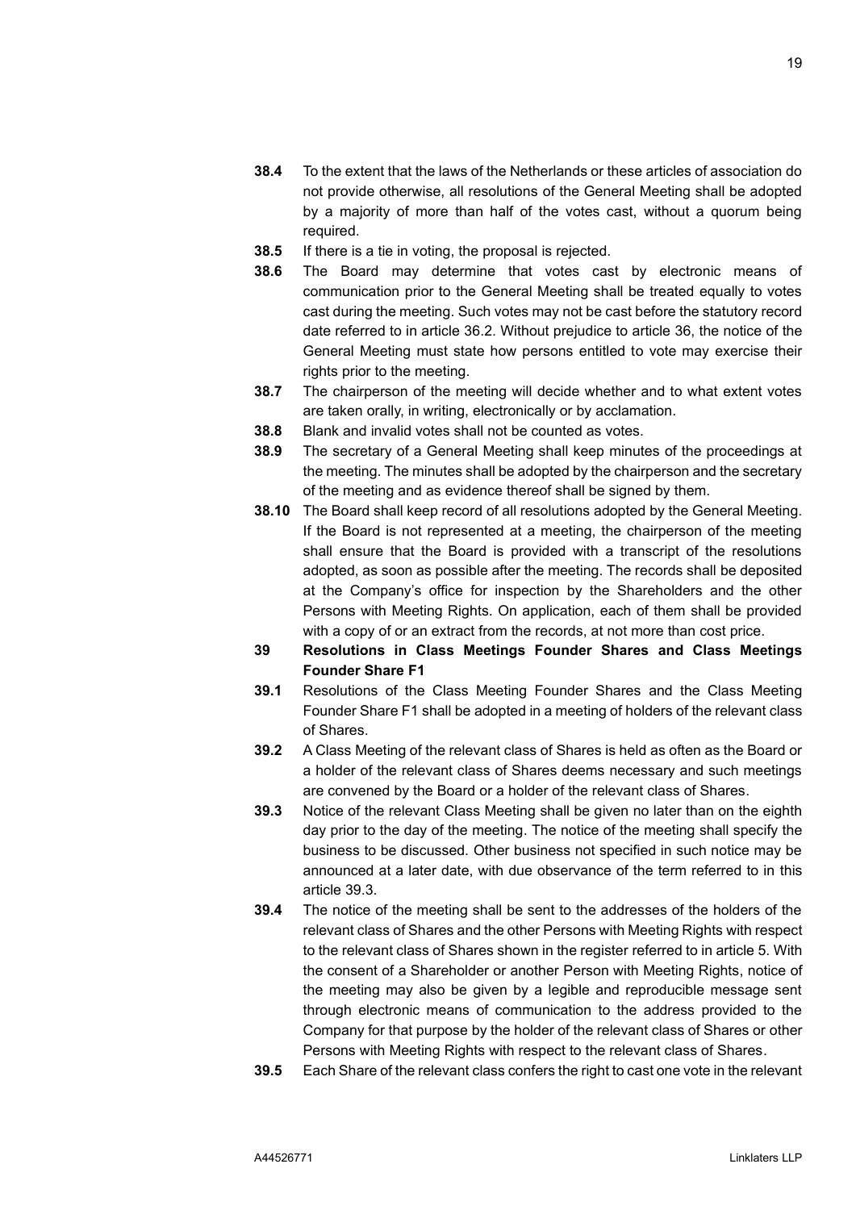**38.4** To the extent that the laws of the Netherlands or these articles of association do not provide otherwise, all resolutions of the General Meeting shall be adopted by a majority of more than half of the votes cast, without a quorum being required.

**38.5** If there is a tie in voting, the proposal is rejected.

**38.6** The Board may determine that votes cast by electronic means of communication prior to the General Meeting shall be treated equally to votes cast during the meeting. Such votes may not be cast before the statutory record date referred to in article 36.2. Without prejudice to article 36, the notice of the General Meeting must state how persons entitled to vote may exercise their rights prior to the meeting.

**38.7** The chairperson of the meeting will decide whether and to what extent votes are taken orally, in writing, electronically or by acclamation.

**38.8** Blank and invalid votes shall not be counted as votes.

**38.9** The secretary of a General Meeting shall keep minutes of the proceedings at the meeting. The minutes shall be adopted by the chairperson and the secretary of the meeting and as evidence thereof shall be signed by them.

**38.10** The Board shall keep record of all resolutions adopted by the General Meeting. If the Board is not represented at a meeting, the chairperson of the meeting shall ensure that the Board is provided with a transcript of the resolutions adopted, as soon as possible after the meeting. The records shall be deposited at the Company's office for inspection by the Shareholders and the other Persons with Meeting Rights. On application, each of them shall be provided with a copy of or an extract from the records, at not more than cost price.

## 39 Resolutions in Class Meetings Founder Shares and Class Meetings Founder Share F1

**39.1** Resolutions of the Class Meeting Founder Shares and the Class Meeting Founder Share F1 shall be adopted in a meeting of holders of the relevant class of Shares.

**39.2** A Class Meeting of the relevant class of Shares is held as often as the Board or a holder of the relevant class of Shares deems necessary and such meetings are convened by the Board or a holder of the relevant class of Shares.

**39.3** Notice of the relevant Class Meeting shall be given no later than on the eighth day prior to the day of the meeting. The notice of the meeting shall specify the business to be discussed. Other business not specified in such notice may be announced at a later date, with due observance of the term referred to in this article 39.3.

**39.4** The notice of the meeting shall be sent to the addresses of the holders of the relevant class of Shares and the other Persons with Meeting Rights with respect to the relevant class of Shares shown in the register referred to in article 5. With the consent of a Shareholder or another Person with Meeting Rights, notice of the meeting may also be given by a legible and reproducible message sent through electronic means of communication to the address provided to the Company for that purpose by the holder of the relevant class of Shares or other Persons with Meeting Rights with respect to the relevant class of Shares.

**39.5** Each Share of the relevant class confers the right to cast one vote in the relevant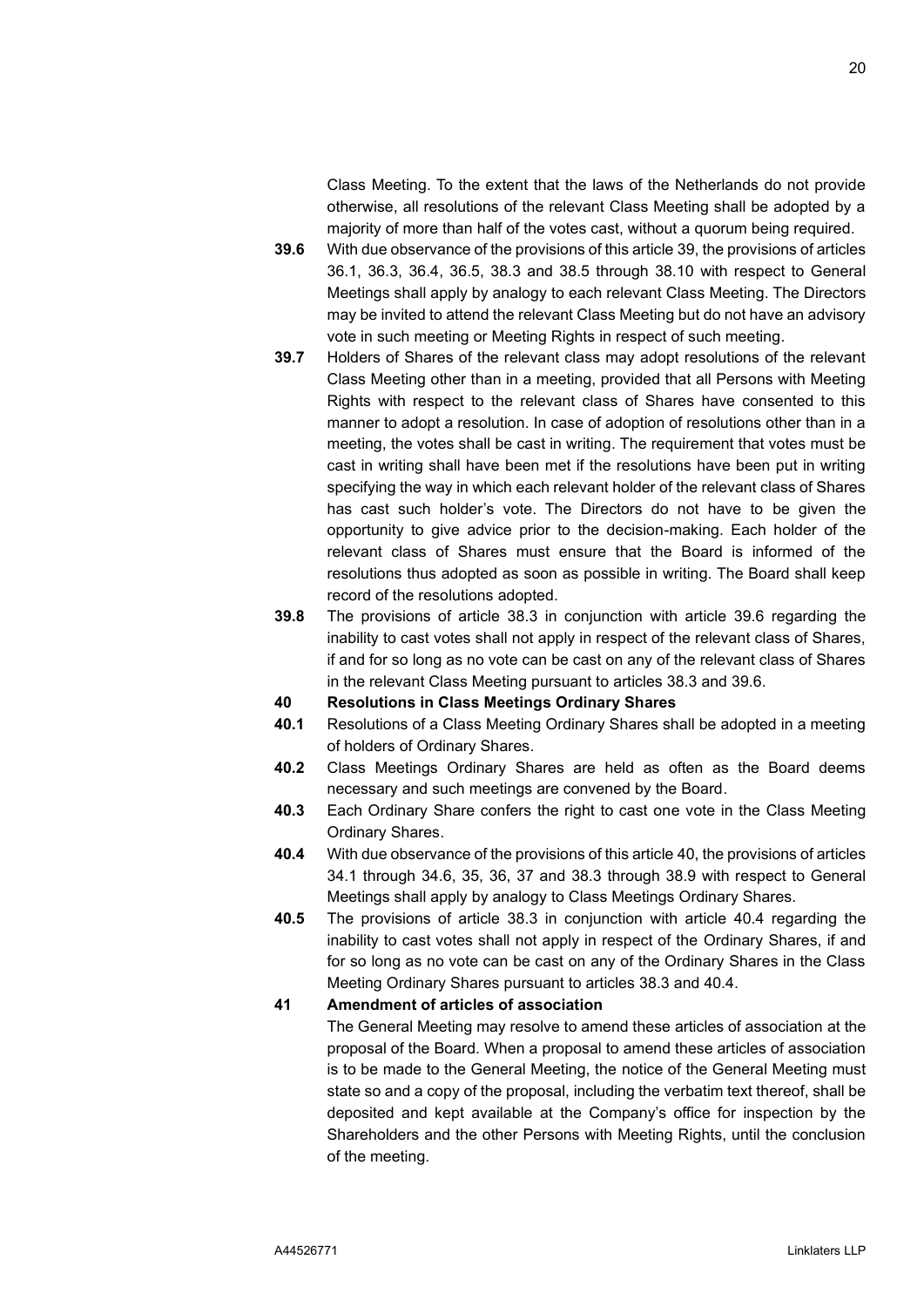Class Meeting. To the extent that the laws of the Netherlands do not provide otherwise, all resolutions of the relevant Class Meeting shall be adopted by a majority of more than half of the votes cast, without a quorum being required.

**39.6** With due observance of the provisions of this article 39, the provisions of articles 36.1, 36.3, 36.4, 36.5, 38.3 and 38.5 through 38.10 with respect to General Meetings shall apply by analogy to each relevant Class Meeting. The Directors may be invited to attend the relevant Class Meeting but do not have an advisory vote in such meeting or Meeting Rights in respect of such meeting.

**39.7** Holders of Shares of the relevant class may adopt resolutions of the relevant Class Meeting other than in a meeting, provided that all Persons with Meeting Rights with respect to the relevant class of Shares have consented to this manner to adopt a resolution. In case of adoption of resolutions other than in a meeting, the votes shall be cast in writing. The requirement that votes must be cast in writing shall have been met if the resolutions have been put in writing specifying the way in which each relevant holder of the relevant class of Shares has cast such holder's vote. The Directors do not have to be given the opportunity to give advice prior to the decision-making. Each holder of the relevant class of Shares must ensure that the Board is informed of the resolutions thus adopted as soon as possible in writing. The Board shall keep record of the resolutions adopted.

**39.8** The provisions of article 38.3 in conjunction with article 39.6 regarding the inability to cast votes shall not apply in respect of the relevant class of Shares, if and for so long as no vote can be cast on any of the relevant class of Shares in the relevant Class Meeting pursuant to articles 38.3 and 39.6.

## 40 Resolutions in Class Meetings Ordinary Shares

**40.1** Resolutions of a Class Meeting Ordinary Shares shall be adopted in a meeting of holders of Ordinary Shares.

**40.2** Class Meetings Ordinary Shares are held as often as the Board deems necessary and such meetings are convened by the Board.

**40.3** Each Ordinary Share confers the right to cast one vote in the Class Meeting Ordinary Shares.

**40.4** With due observance of the provisions of this article 40, the provisions of articles 34.1 through 34.6, 35, 36, 37 and 38.3 through 38.9 with respect to General Meetings shall apply by analogy to Class Meetings Ordinary Shares.

**40.5** The provisions of article 38.3 in conjunction with article 40.4 regarding the inability to cast votes shall not apply in respect of the Ordinary Shares, if and for so long as no vote can be cast on any of the Ordinary Shares in the Class Meeting Ordinary Shares pursuant to articles 38.3 and 40.4.

## 41 Amendment of articles of association

The General Meeting may resolve to amend these articles of association at the proposal of the Board. When a proposal to amend these articles of association is to be made to the General Meeting, the notice of the General Meeting must state so and a copy of the proposal, including the verbatim text thereof, shall be deposited and kept available at the Company's office for inspection by the Shareholders and the other Persons with Meeting Rights, until the conclusion of the meeting.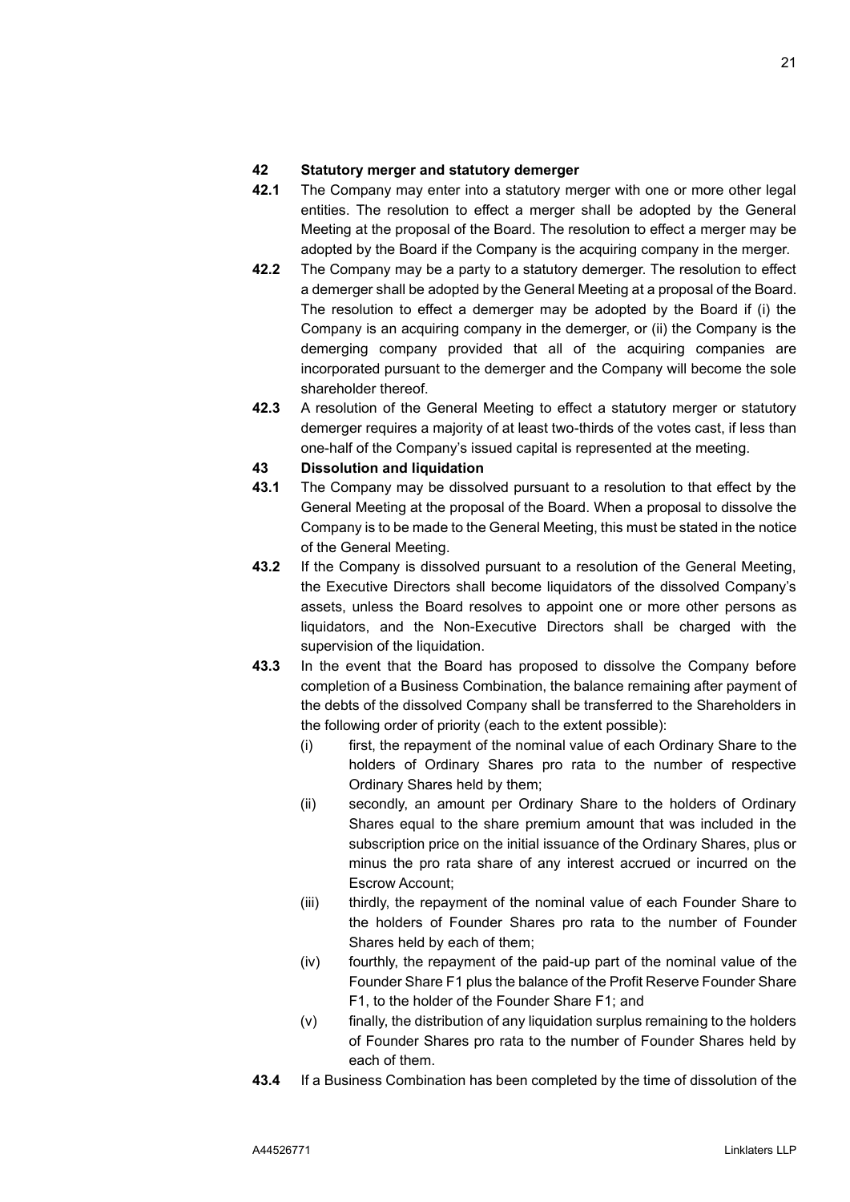**42 Statutory merger and statutory demerger**

**42.1** The Company may enter into a statutory merger with one or more other legal entities. The resolution to effect a merger shall be adopted by the General Meeting at the proposal of the Board. The resolution to effect a merger may be adopted by the Board if the Company is the acquiring company in the merger.

**42.2** The Company may be a party to a statutory demerger. The resolution to effect a demerger shall be adopted by the General Meeting at a proposal of the Board. The resolution to effect a demerger may be adopted by the Board if (i) the Company is an acquiring company in the demerger, or (ii) the Company is the demerging company provided that all of the acquiring companies are incorporated pursuant to the demerger and the Company will become the sole shareholder thereof.

**42.3** A resolution of the General Meeting to effect a statutory merger or statutory demerger requires a majority of at least two-thirds of the votes cast, if less than one-half of the Company's issued capital is represented at the meeting.

**43 Dissolution and liquidation**

**43.1** The Company may be dissolved pursuant to a resolution to that effect by the General Meeting at the proposal of the Board. When a proposal to dissolve the Company is to be made to the General Meeting, this must be stated in the notice of the General Meeting.

**43.2** If the Company is dissolved pursuant to a resolution of the General Meeting, the Executive Directors shall become liquidators of the dissolved Company's assets, unless the Board resolves to appoint one or more other persons as liquidators, and the Non-Executive Directors shall be charged with the supervision of the liquidation.

**43.3** In the event that the Board has proposed to dissolve the Company before completion of a Business Combination, the balance remaining after payment of the debts of the dissolved Company shall be transferred to the Shareholders in the following order of priority (each to the extent possible):

(i) first, the repayment of the nominal value of each Ordinary Share to the holders of Ordinary Shares pro rata to the number of respective Ordinary Shares held by them;

(ii) secondly, an amount per Ordinary Share to the holders of Ordinary Shares equal to the share premium amount that was included in the subscription price on the initial issuance of the Ordinary Shares, plus or minus the pro rata share of any interest accrued or incurred on the Escrow Account;

(iii) thirdly, the repayment of the nominal value of each Founder Share to the holders of Founder Shares pro rata to the number of Founder Shares held by each of them;

(iv) fourthly, the repayment of the paid-up part of the nominal value of the Founder Share F1 plus the balance of the Profit Reserve Founder Share F1, to the holder of the Founder Share F1; and

(v) finally, the distribution of any liquidation surplus remaining to the holders of Founder Shares pro rata to the number of Founder Shares held by each of them.

**43.4** If a Business Combination has been completed by the time of dissolution of the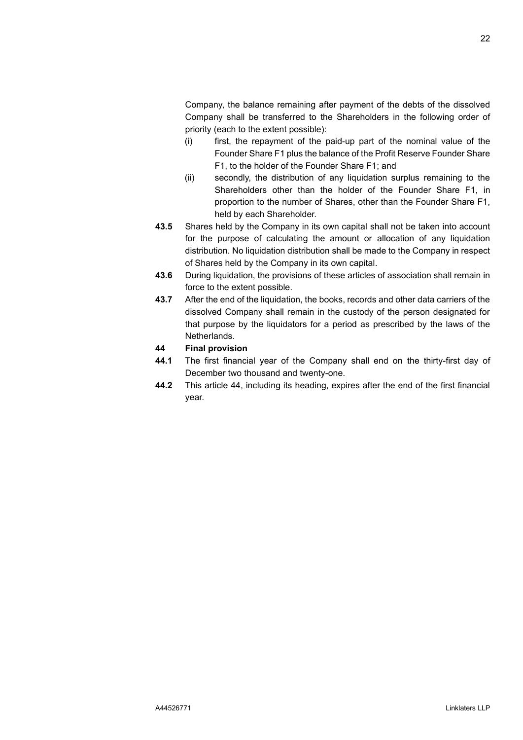Company, the balance remaining after payment of the debts of the dissolved Company shall be transferred to the Shareholders in the following order of priority (each to the extent possible):

(i) first, the repayment of the paid-up part of the nominal value of the Founder Share F1 plus the balance of the Profit Reserve Founder Share F1, to the holder of the Founder Share F1; and

(ii) secondly, the distribution of any liquidation surplus remaining to the Shareholders other than the holder of the Founder Share F1, in proportion to the number of Shares, other than the Founder Share F1, held by each Shareholder.

**43.5** Shares held by the Company in its own capital shall not be taken into account for the purpose of calculating the amount or allocation of any liquidation distribution. No liquidation distribution shall be made to the Company in respect of Shares held by the Company in its own capital.

**43.6** During liquidation, the provisions of these articles of association shall remain in force to the extent possible.

**43.7** After the end of the liquidation, the books, records and other data carriers of the dissolved Company shall remain in the custody of the person designated for that purpose by the liquidators for a period as prescribed by the laws of the Netherlands.

**44 Final provision**

**44.1** The first financial year of the Company shall end on the thirty-first day of December two thousand and twenty-one.

**44.2** This article 44, including its heading, expires after the end of the first financial year.